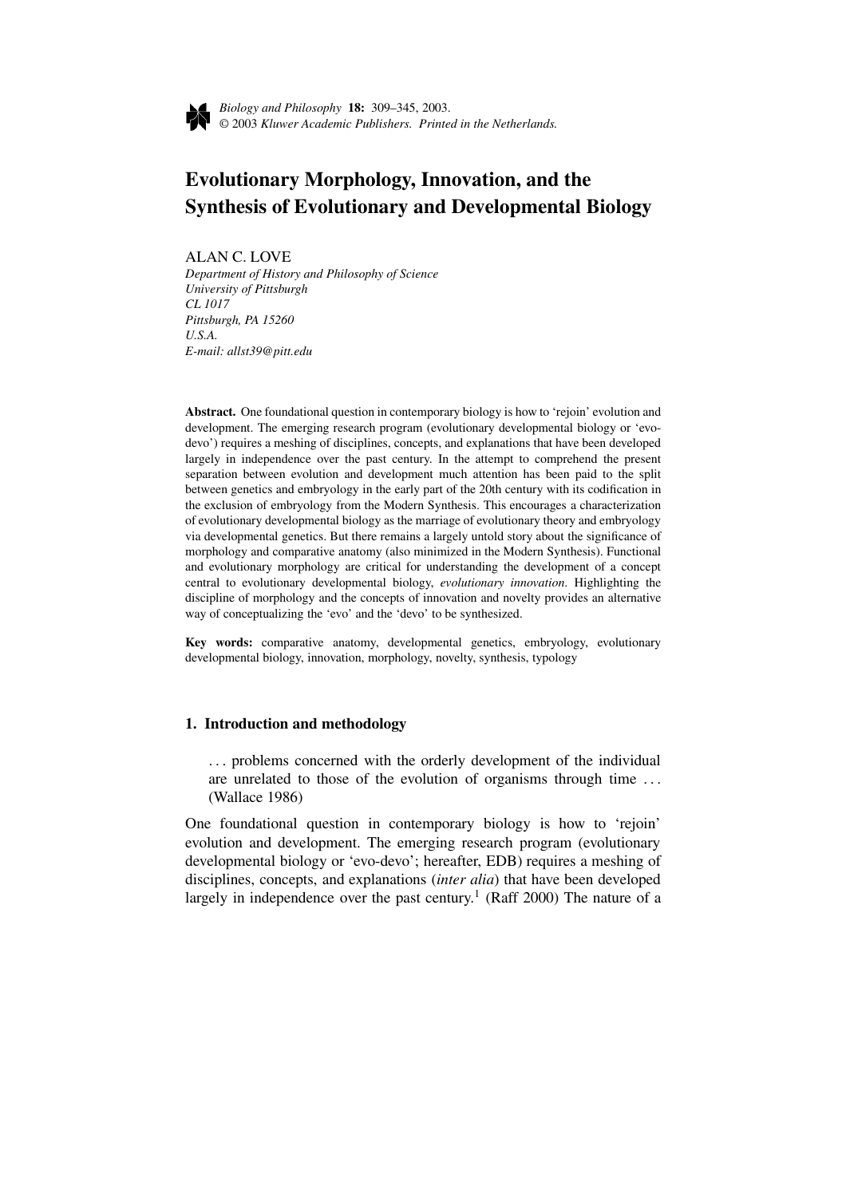# Evolutionary Morphology, Innovation, and the Synthesis of Evolutionary and Developmental Biology

ALAN C. LOVE

*Department of History and Philosophy of Science*
*University of Pittsburgh*
*CL 1017*
*Pittsburgh, PA 15260*
*U.S.A.*
*E-mail: allst39@pitt.edu*

**Abstract.** One foundational question in contemporary biology is how to 'rejoin' evolution and development. The emerging research program (evolutionary developmental biology or 'evo-devo') requires a meshing of disciplines, concepts, and explanations that have been developed largely in independence over the past century. In the attempt to comprehend the present separation between evolution and development much attention has been paid to the split between genetics and embryology in the early part of the 20th century with its codification in the exclusion of embryology from the Modern Synthesis. This encourages a characterization of evolutionary developmental biology as the marriage of evolutionary theory and embryology via developmental genetics. But there remains a largely untold story about the significance of morphology and comparative anatomy (also minimized in the Modern Synthesis). Functional and evolutionary morphology are critical for understanding the development of a concept central to evolutionary developmental biology, *evolutionary innovation*. Highlighting the discipline of morphology and the concepts of innovation and novelty provides an alternative way of conceptualizing the 'evo' and the 'devo' to be synthesized.

**Key words:** comparative anatomy, developmental genetics, embryology, evolutionary developmental biology, innovation, morphology, novelty, synthesis, typology

## 1. Introduction and methodology

> ... problems concerned with the orderly development of the individual are unrelated to those of the evolution of organisms through time ... (Wallace 1986)

One foundational question in contemporary biology is how to 'rejoin' evolution and development. The emerging research program (evolutionary developmental biology or 'evo-devo'; hereafter, EDB) requires a meshing of disciplines, concepts, and explanations (*inter alia*) that have been developed largely in independence over the past century.[1] (Raff 2000) The nature of a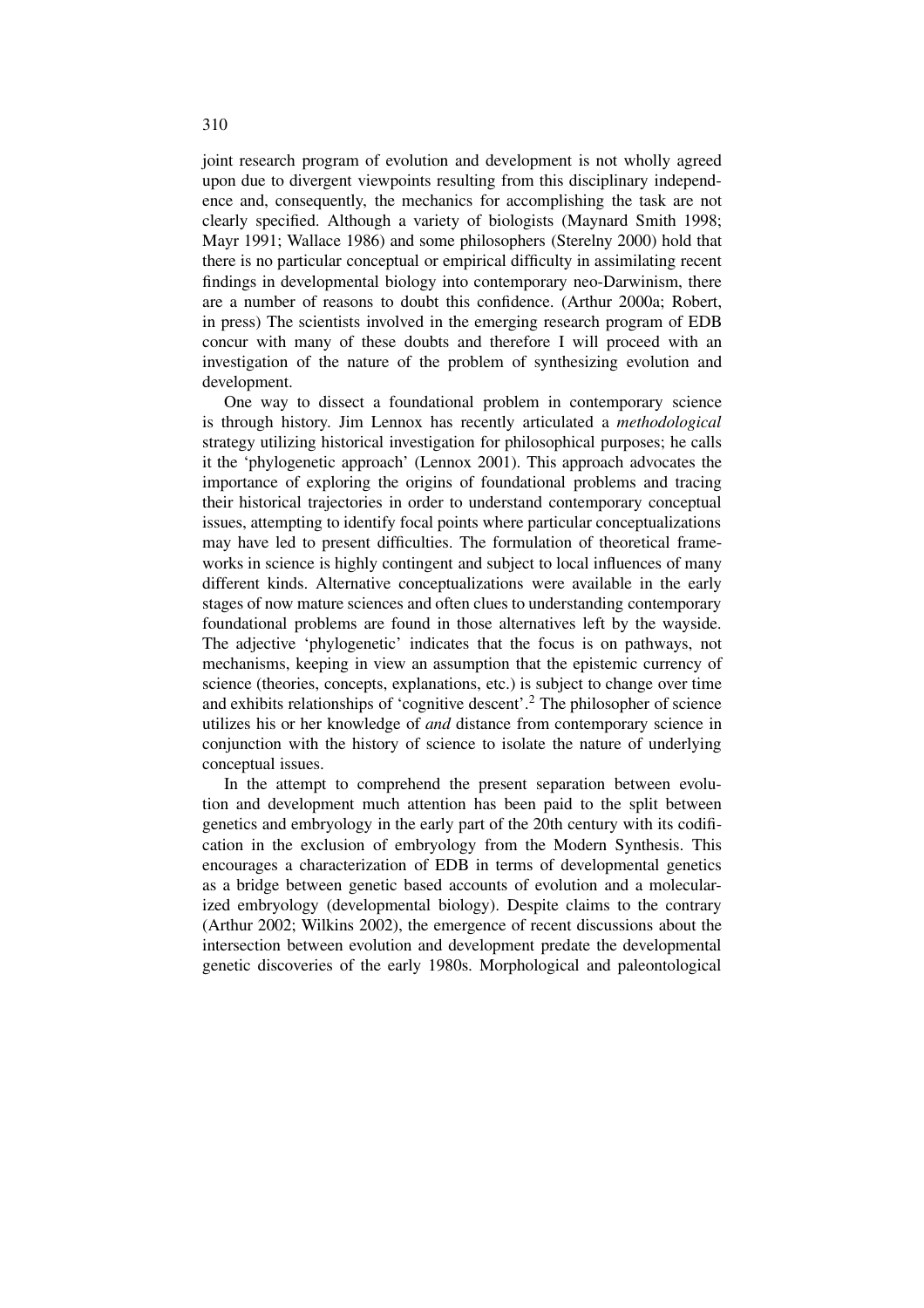joint research program of evolution and development is not wholly agreed upon due to divergent viewpoints resulting from this disciplinary independence and, consequently, the mechanics for accomplishing the task are not clearly specified. Although a variety of biologists (Maynard Smith 1998; Mayr 1991; Wallace 1986) and some philosophers (Sterelny 2000) hold that there is no particular conceptual or empirical difficulty in assimilating recent findings in developmental biology into contemporary neo-Darwinism, there are a number of reasons to doubt this confidence. (Arthur 2000a; Robert, in press) The scientists involved in the emerging research program of EDB concur with many of these doubts and therefore I will proceed with an investigation of the nature of the problem of synthesizing evolution and development.

One way to dissect a foundational problem in contemporary science is through history. Jim Lennox has recently articulated a *methodological* strategy utilizing historical investigation for philosophical purposes; he calls it the 'phylogenetic approach' (Lennox 2001). This approach advocates the importance of exploring the origins of foundational problems and tracing their historical trajectories in order to understand contemporary conceptual issues, attempting to identify focal points where particular conceptualizations may have led to present difficulties. The formulation of theoretical frameworks in science is highly contingent and subject to local influences of many different kinds. Alternative conceptualizations were available in the early stages of now mature sciences and often clues to understanding contemporary foundational problems are found in those alternatives left by the wayside. The adjective 'phylogenetic' indicates that the focus is on pathways, not mechanisms, keeping in view an assumption that the epistemic currency of science (theories, concepts, explanations, etc.) is subject to change over time and exhibits relationships of 'cognitive descent'.[2] The philosopher of science utilizes his or her knowledge of *and* distance from contemporary science in conjunction with the history of science to isolate the nature of underlying conceptual issues.

In the attempt to comprehend the present separation between evolution and development much attention has been paid to the split between genetics and embryology in the early part of the 20th century with its codification in the exclusion of embryology from the Modern Synthesis. This encourages a characterization of EDB in terms of developmental genetics as a bridge between genetic based accounts of evolution and a molecularized embryology (developmental biology). Despite claims to the contrary (Arthur 2002; Wilkins 2002), the emergence of recent discussions about the intersection between evolution and development predate the developmental genetic discoveries of the early 1980s. Morphological and paleontological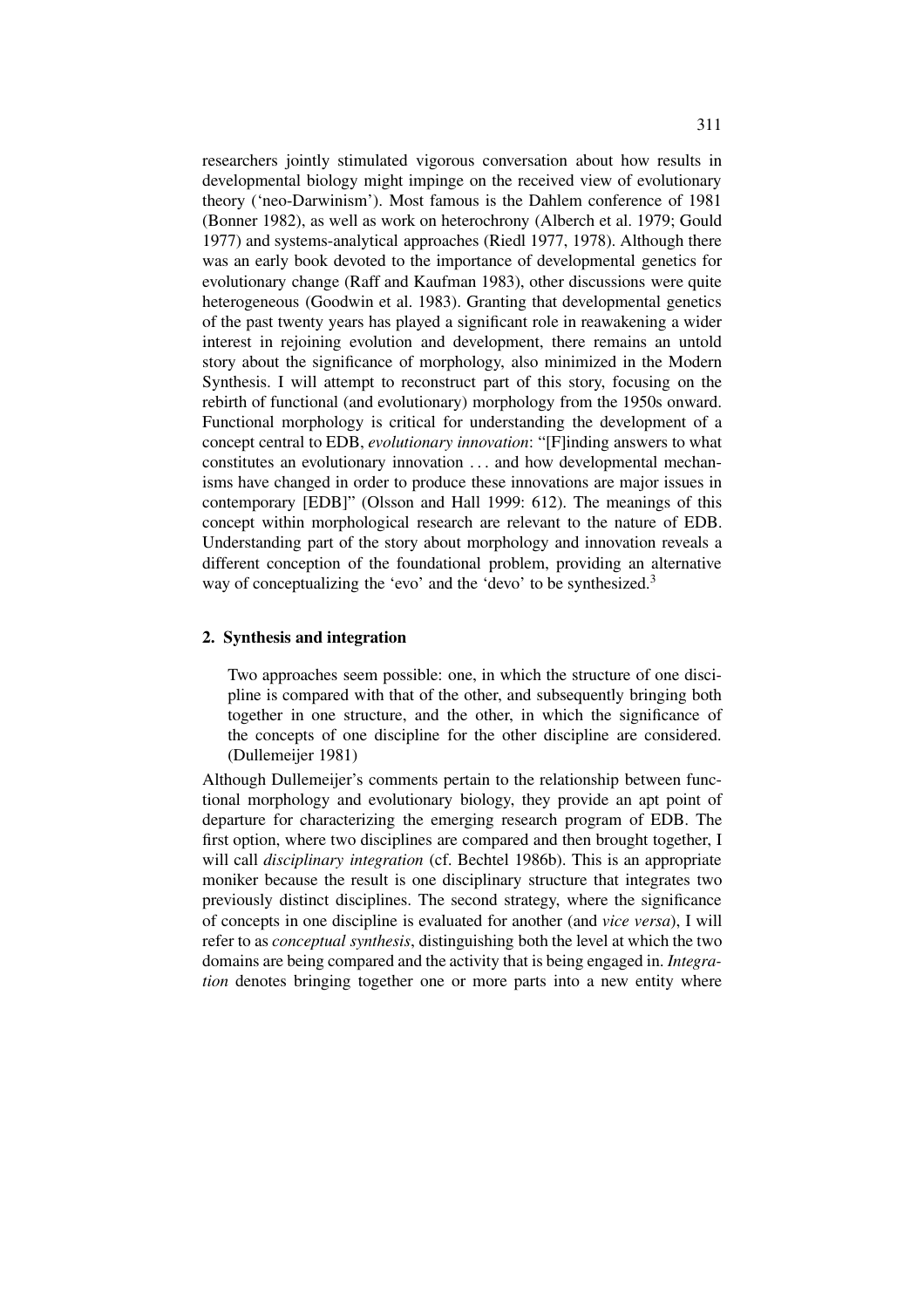researchers jointly stimulated vigorous conversation about how results in developmental biology might impinge on the received view of evolutionary theory ('neo-Darwinism'). Most famous is the Dahlem conference of 1981 (Bonner 1982), as well as work on heterochrony (Alberch et al. 1979; Gould 1977) and systems-analytical approaches (Riedl 1977, 1978). Although there was an early book devoted to the importance of developmental genetics for evolutionary change (Raff and Kaufman 1983), other discussions were quite heterogeneous (Goodwin et al. 1983). Granting that developmental genetics of the past twenty years has played a significant role in reawakening a wider interest in rejoining evolution and development, there remains an untold story about the significance of morphology, also minimized in the Modern Synthesis. I will attempt to reconstruct part of this story, focusing on the rebirth of functional (and evolutionary) morphology from the 1950s onward. Functional morphology is critical for understanding the development of a concept central to EDB, *evolutionary innovation*: "[F]inding answers to what constitutes an evolutionary innovation ... and how developmental mechanisms have changed in order to produce these innovations are major issues in contemporary [EDB]" (Olsson and Hall 1999: 612). The meanings of this concept within morphological research are relevant to the nature of EDB. Understanding part of the story about morphology and innovation reveals a different conception of the foundational problem, providing an alternative way of conceptualizing the 'evo' and the 'devo' to be synthesized.[3]

## 2. Synthesis and integration

> Two approaches seem possible: one, in which the structure of one discipline is compared with that of the other, and subsequently bringing both together in one structure, and the other, in which the significance of the concepts of one discipline for the other discipline are considered. (Dullemeijer 1981)

Although Dullemeijer's comments pertain to the relationship between functional morphology and evolutionary biology, they provide an apt point of departure for characterizing the emerging research program of EDB. The first option, where two disciplines are compared and then brought together, I will call *disciplinary integration* (cf. Bechtel 1986b). This is an appropriate moniker because the result is one disciplinary structure that integrates two previously distinct disciplines. The second strategy, where the significance of concepts in one discipline is evaluated for another (and *vice versa*), I will refer to as *conceptual synthesis*, distinguishing both the level at which the two domains are being compared and the activity that is being engaged in. *Integration* denotes bringing together one or more parts into a new entity where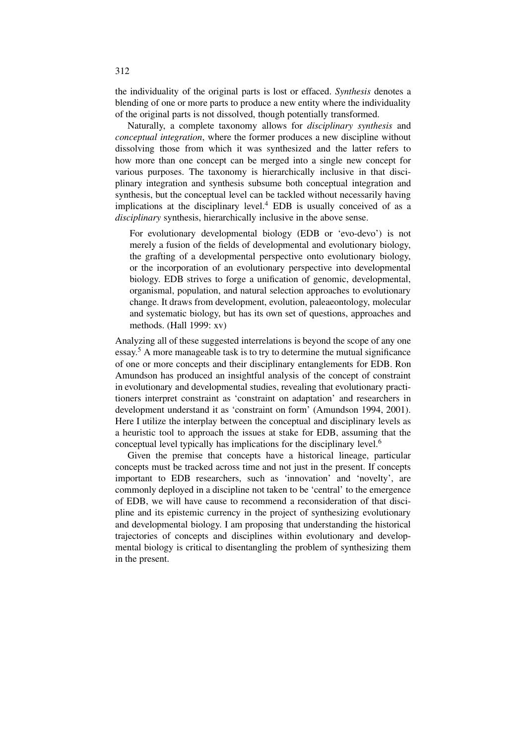the individuality of the original parts is lost or effaced. *Synthesis* denotes a blending of one or more parts to produce a new entity where the individuality of the original parts is not dissolved, though potentially transformed.

Naturally, a complete taxonomy allows for *disciplinary synthesis* and *conceptual integration*, where the former produces a new discipline without dissolving those from which it was synthesized and the latter refers to how more than one concept can be merged into a single new concept for various purposes. The taxonomy is hierarchically inclusive in that disciplinary integration and synthesis subsume both conceptual integration and synthesis, but the conceptual level can be tackled without necessarily having implications at the disciplinary level.[4] EDB is usually conceived of as a *disciplinary* synthesis, hierarchically inclusive in the above sense.

> For evolutionary developmental biology (EDB or 'evo-devo') is not merely a fusion of the fields of developmental and evolutionary biology, the grafting of a developmental perspective onto evolutionary biology, or the incorporation of an evolutionary perspective into developmental biology. EDB strives to forge a unification of genomic, developmental, organismal, population, and natural selection approaches to evolutionary change. It draws from development, evolution, paleaeontology, molecular and systematic biology, but has its own set of questions, approaches and methods. (Hall 1999: xv)

Analyzing all of these suggested interrelations is beyond the scope of any one essay.[5] A more manageable task is to try to determine the mutual significance of one or more concepts and their disciplinary entanglements for EDB. Ron Amundson has produced an insightful analysis of the concept of constraint in evolutionary and developmental studies, revealing that evolutionary practitioners interpret constraint as 'constraint on adaptation' and researchers in development understand it as 'constraint on form' (Amundson 1994, 2001). Here I utilize the interplay between the conceptual and disciplinary levels as a heuristic tool to approach the issues at stake for EDB, assuming that the conceptual level typically has implications for the disciplinary level.[6]

Given the premise that concepts have a historical lineage, particular concepts must be tracked across time and not just in the present. If concepts important to EDB researchers, such as 'innovation' and 'novelty', are commonly deployed in a discipline not taken to be 'central' to the emergence of EDB, we will have cause to recommend a reconsideration of that discipline and its epistemic currency in the project of synthesizing evolutionary and developmental biology. I am proposing that understanding the historical trajectories of concepts and disciplines within evolutionary and developmental biology is critical to disentangling the problem of synthesizing them in the present.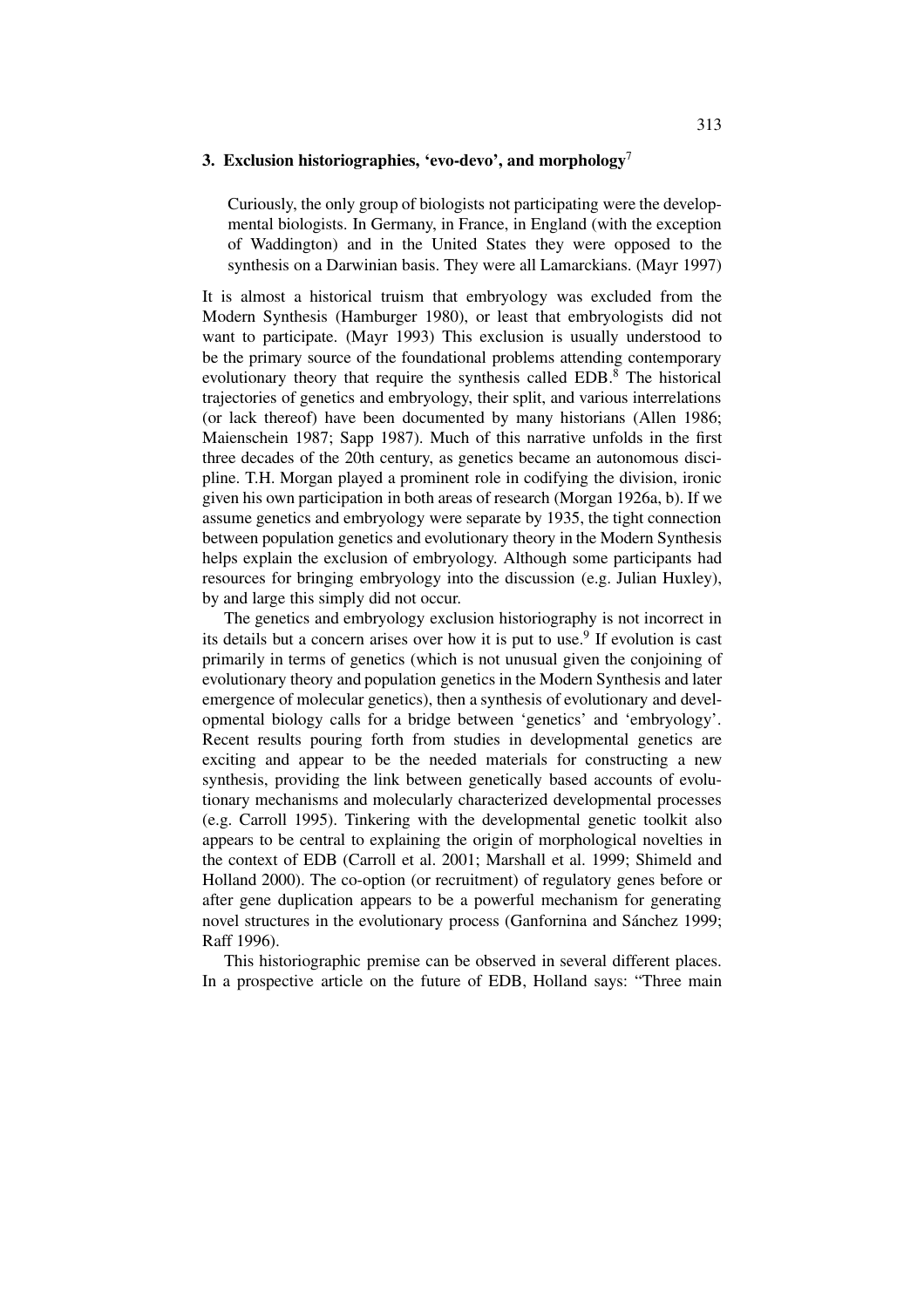### 3. Exclusion historiographies, 'evo-devo', and morphology[7]

> Curiously, the only group of biologists not participating were the developmental biologists. In Germany, in France, in England (with the exception of Waddington) and in the United States they were opposed to the synthesis on a Darwinian basis. They were all Lamarckians. (Mayr 1997)

It is almost a historical truism that embryology was excluded from the Modern Synthesis (Hamburger 1980), or least that embryologists did not want to participate. (Mayr 1993) This exclusion is usually understood to be the primary source of the foundational problems attending contemporary evolutionary theory that require the synthesis called EDB.[8] The historical trajectories of genetics and embryology, their split, and various interrelations (or lack thereof) have been documented by many historians (Allen 1986; Maienschein 1987; Sapp 1987). Much of this narrative unfolds in the first three decades of the 20th century, as genetics became an autonomous discipline. T.H. Morgan played a prominent role in codifying the division, ironic given his own participation in both areas of research (Morgan 1926a, b). If we assume genetics and embryology were separate by 1935, the tight connection between population genetics and evolutionary theory in the Modern Synthesis helps explain the exclusion of embryology. Although some participants had resources for bringing embryology into the discussion (e.g. Julian Huxley), by and large this simply did not occur.

The genetics and embryology exclusion historiography is not incorrect in its details but a concern arises over how it is put to use.[9] If evolution is cast primarily in terms of genetics (which is not unusual given the conjoining of evolutionary theory and population genetics in the Modern Synthesis and later emergence of molecular genetics), then a synthesis of evolutionary and developmental biology calls for a bridge between 'genetics' and 'embryology'. Recent results pouring forth from studies in developmental genetics are exciting and appear to be the needed materials for constructing a new synthesis, providing the link between genetically based accounts of evolutionary mechanisms and molecularly characterized developmental processes (e.g. Carroll 1995). Tinkering with the developmental genetic toolkit also appears to be central to explaining the origin of morphological novelties in the context of EDB (Carroll et al. 2001; Marshall et al. 1999; Shimeld and Holland 2000). The co-option (or recruitment) of regulatory genes before or after gene duplication appears to be a powerful mechanism for generating novel structures in the evolutionary process (Ganfornina and Sánchez 1999; Raff 1996).

This historiographic premise can be observed in several different places. In a prospective article on the future of EDB, Holland says: "Three main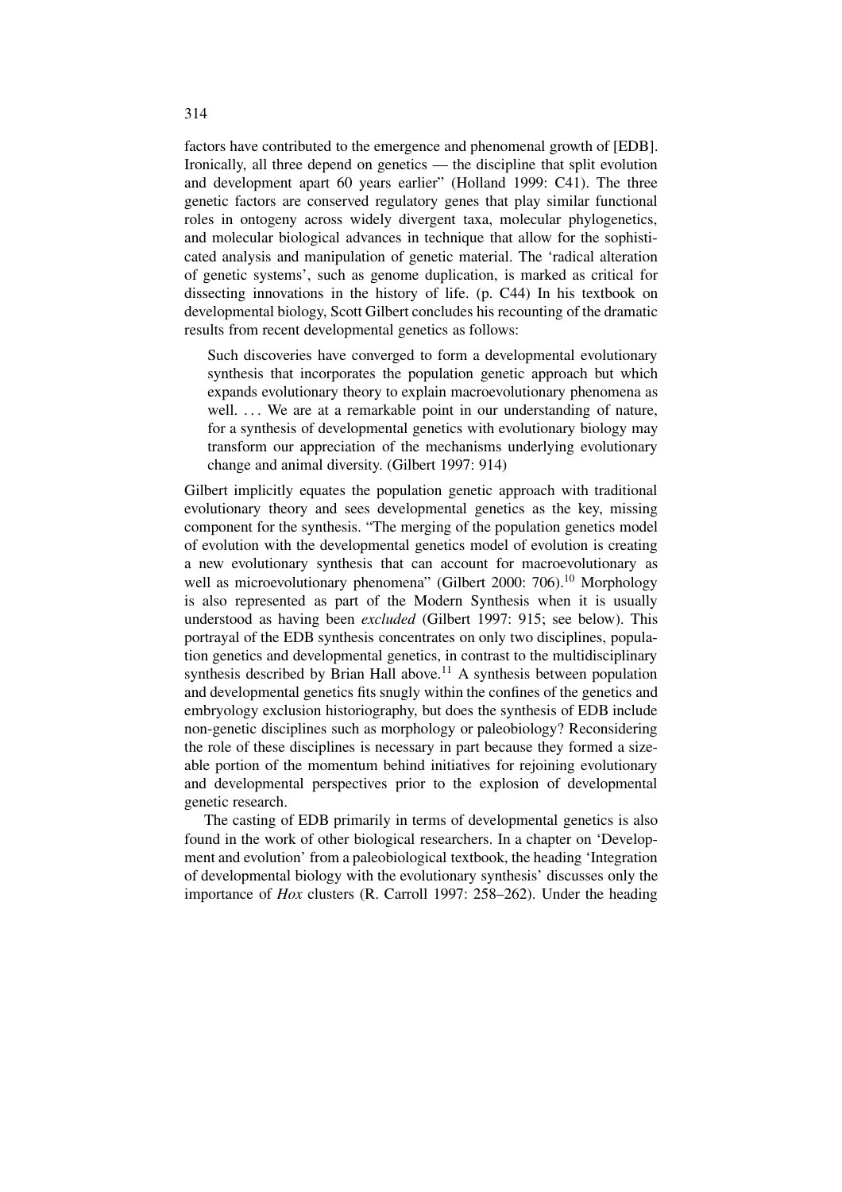factors have contributed to the emergence and phenomenal growth of [EDB]. Ironically, all three depend on genetics — the discipline that split evolution and development apart 60 years earlier" (Holland 1999: C41). The three genetic factors are conserved regulatory genes that play similar functional roles in ontogeny across widely divergent taxa, molecular phylogenetics, and molecular biological advances in technique that allow for the sophisticated analysis and manipulation of genetic material. The 'radical alteration of genetic systems', such as genome duplication, is marked as critical for dissecting innovations in the history of life. (p. C44) In his textbook on developmental biology, Scott Gilbert concludes his recounting of the dramatic results from recent developmental genetics as follows:

> Such discoveries have converged to form a developmental evolutionary synthesis that incorporates the population genetic approach but which expands evolutionary theory to explain macroevolutionary phenomena as well. ... We are at a remarkable point in our understanding of nature, for a synthesis of developmental genetics with evolutionary biology may transform our appreciation of the mechanisms underlying evolutionary change and animal diversity. (Gilbert 1997: 914)

Gilbert implicitly equates the population genetic approach with traditional evolutionary theory and sees developmental genetics as the key, missing component for the synthesis. "The merging of the population genetics model of evolution with the developmental genetics model of evolution is creating a new evolutionary synthesis that can account for macroevolutionary as well as microevolutionary phenomena" (Gilbert 2000: 706).[10] Morphology is also represented as part of the Modern Synthesis when it is usually understood as having been *excluded* (Gilbert 1997: 915; see below). This portrayal of the EDB synthesis concentrates on only two disciplines, population genetics and developmental genetics, in contrast to the multidisciplinary synthesis described by Brian Hall above.[11] A synthesis between population and developmental genetics fits snugly within the confines of the genetics and embryology exclusion historiography, but does the synthesis of EDB include non-genetic disciplines such as morphology or paleobiology? Reconsidering the role of these disciplines is necessary in part because they formed a sizeable portion of the momentum behind initiatives for rejoining evolutionary and developmental perspectives prior to the explosion of developmental genetic research.

The casting of EDB primarily in terms of developmental genetics is also found in the work of other biological researchers. In a chapter on 'Development and evolution' from a paleobiological textbook, the heading 'Integration of developmental biology with the evolutionary synthesis' discusses only the importance of *Hox* clusters (R. Carroll 1997: 258–262). Under the heading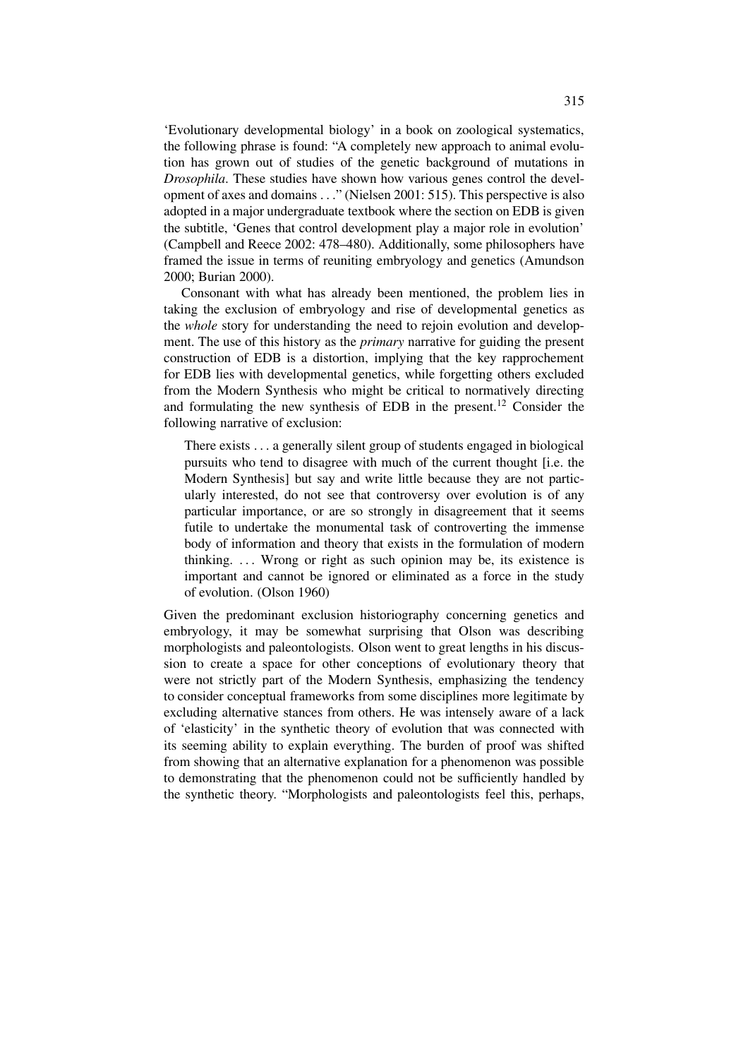'Evolutionary developmental biology' in a book on zoological systematics, the following phrase is found: "A completely new approach to animal evolution has grown out of studies of the genetic background of mutations in *Drosophila*. These studies have shown how various genes control the development of axes and domains . . ." (Nielsen 2001: 515). This perspective is also adopted in a major undergraduate textbook where the section on EDB is given the subtitle, 'Genes that control development play a major role in evolution' (Campbell and Reece 2002: 478–480). Additionally, some philosophers have framed the issue in terms of reuniting embryology and genetics (Amundson 2000; Burian 2000).

Consonant with what has already been mentioned, the problem lies in taking the exclusion of embryology and rise of developmental genetics as the *whole* story for understanding the need to rejoin evolution and development. The use of this history as the *primary* narrative for guiding the present construction of EDB is a distortion, implying that the key rapprochement for EDB lies with developmental genetics, while forgetting others excluded from the Modern Synthesis who might be critical to normatively directing and formulating the new synthesis of EDB in the present.[12] Consider the following narrative of exclusion:

> There exists . . . a generally silent group of students engaged in biological pursuits who tend to disagree with much of the current thought [i.e. the Modern Synthesis] but say and write little because they are not particularly interested, do not see that controversy over evolution is of any particular importance, or are so strongly in disagreement that it seems futile to undertake the monumental task of controverting the immense body of information and theory that exists in the formulation of modern thinking. . . . Wrong or right as such opinion may be, its existence is important and cannot be ignored or eliminated as a force in the study of evolution. (Olson 1960)

Given the predominant exclusion historiography concerning genetics and embryology, it may be somewhat surprising that Olson was describing morphologists and paleontologists. Olson went to great lengths in his discussion to create a space for other conceptions of evolutionary theory that were not strictly part of the Modern Synthesis, emphasizing the tendency to consider conceptual frameworks from some disciplines more legitimate by excluding alternative stances from others. He was intensely aware of a lack of 'elasticity' in the synthetic theory of evolution that was connected with its seeming ability to explain everything. The burden of proof was shifted from showing that an alternative explanation for a phenomenon was possible to demonstrating that the phenomenon could not be sufficiently handled by the synthetic theory. "Morphologists and paleontologists feel this, perhaps,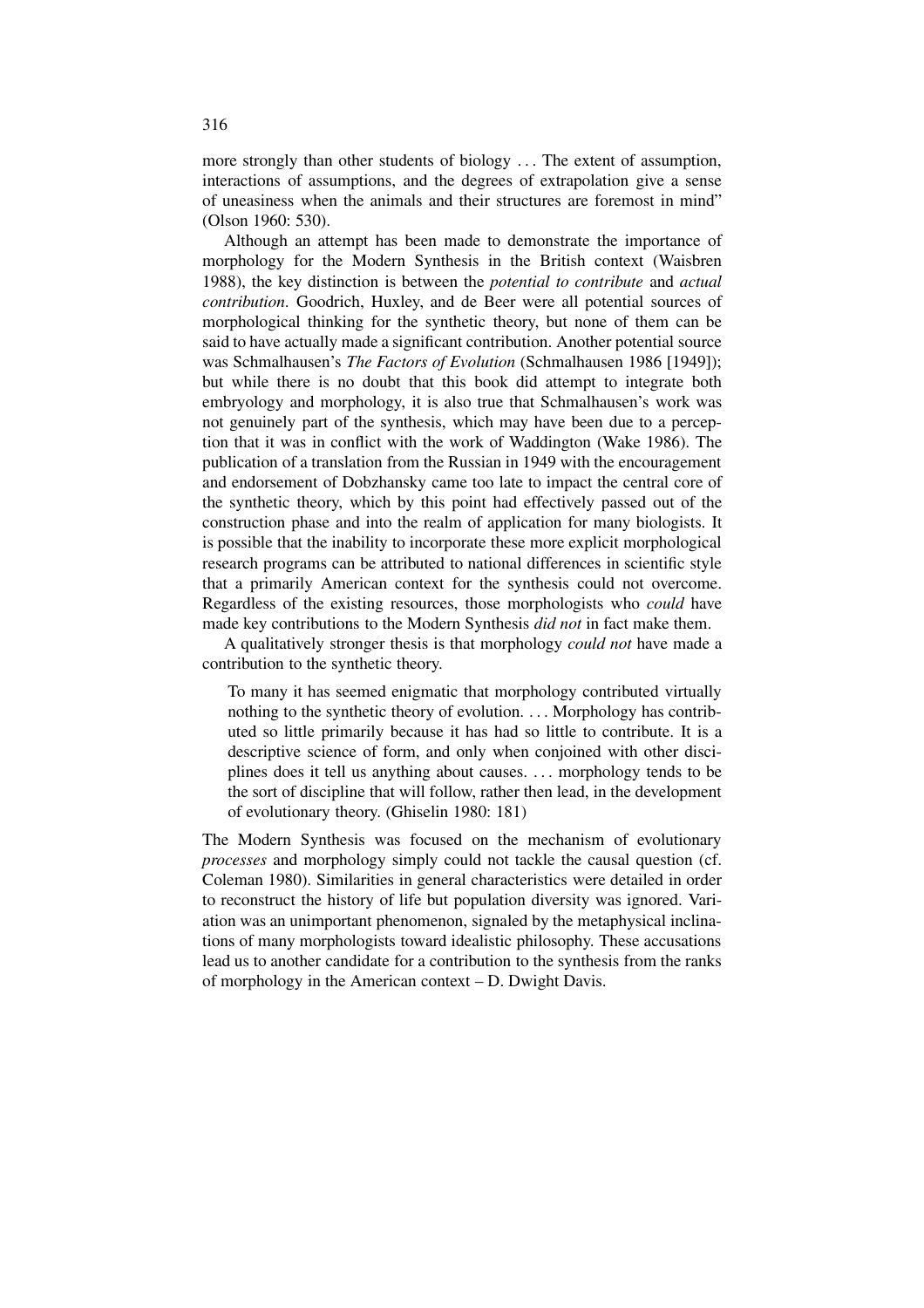more strongly than other students of biology . . . The extent of assumption, interactions of assumptions, and the degrees of extrapolation give a sense of uneasiness when the animals and their structures are foremost in mind" (Olson 1960: 530).

Although an attempt has been made to demonstrate the importance of morphology for the Modern Synthesis in the British context (Waisbren 1988), the key distinction is between the *potential to contribute* and *actual contribution*. Goodrich, Huxley, and de Beer were all potential sources of morphological thinking for the synthetic theory, but none of them can be said to have actually made a significant contribution. Another potential source was Schmalhausen's *The Factors of Evolution* (Schmalhausen 1986 [1949]); but while there is no doubt that this book did attempt to integrate both embryology and morphology, it is also true that Schmalhausen's work was not genuinely part of the synthesis, which may have been due to a perception that it was in conflict with the work of Waddington (Wake 1986). The publication of a translation from the Russian in 1949 with the encouragement and endorsement of Dobzhansky came too late to impact the central core of the synthetic theory, which by this point had effectively passed out of the construction phase and into the realm of application for many biologists. It is possible that the inability to incorporate these more explicit morphological research programs can be attributed to national differences in scientific style that a primarily American context for the synthesis could not overcome. Regardless of the existing resources, those morphologists who *could* have made key contributions to the Modern Synthesis *did not* in fact make them.

A qualitatively stronger thesis is that morphology *could not* have made a contribution to the synthetic theory.

> To many it has seemed enigmatic that morphology contributed virtually nothing to the synthetic theory of evolution. . . . Morphology has contributed so little primarily because it has had so little to contribute. It is a descriptive science of form, and only when conjoined with other disciplines does it tell us anything about causes. . . . morphology tends to be the sort of discipline that will follow, rather then lead, in the development of evolutionary theory. (Ghiselin 1980: 181)

The Modern Synthesis was focused on the mechanism of evolutionary *processes* and morphology simply could not tackle the causal question (cf. Coleman 1980). Similarities in general characteristics were detailed in order to reconstruct the history of life but population diversity was ignored. Variation was an unimportant phenomenon, signaled by the metaphysical inclinations of many morphologists toward idealistic philosophy. These accusations lead us to another candidate for a contribution to the synthesis from the ranks of morphology in the American context – D. Dwight Davis.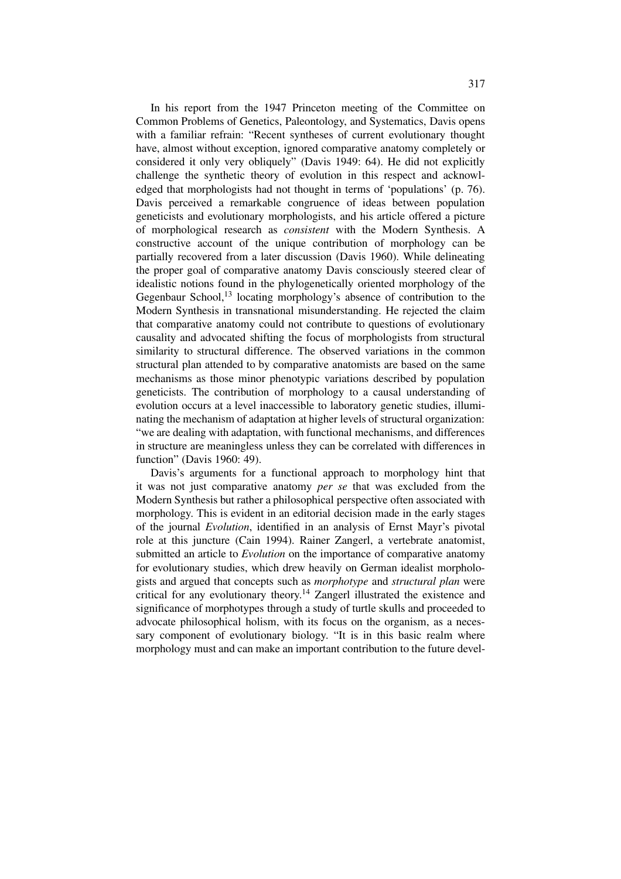In his report from the 1947 Princeton meeting of the Committee on Common Problems of Genetics, Paleontology, and Systematics, Davis opens with a familiar refrain: "Recent syntheses of current evolutionary thought have, almost without exception, ignored comparative anatomy completely or considered it only very obliquely" (Davis 1949: 64). He did not explicitly challenge the synthetic theory of evolution in this respect and acknowledged that morphologists had not thought in terms of 'populations' (p. 76). Davis perceived a remarkable congruence of ideas between population geneticists and evolutionary morphologists, and his article offered a picture of morphological research as *consistent* with the Modern Synthesis. A constructive account of the unique contribution of morphology can be partially recovered from a later discussion (Davis 1960). While delineating the proper goal of comparative anatomy Davis consciously steered clear of idealistic notions found in the phylogenetically oriented morphology of the Gegenbaur School,[13] locating morphology's absence of contribution to the Modern Synthesis in transnational misunderstanding. He rejected the claim that comparative anatomy could not contribute to questions of evolutionary causality and advocated shifting the focus of morphologists from structural similarity to structural difference. The observed variations in the common structural plan attended to by comparative anatomists are based on the same mechanisms as those minor phenotypic variations described by population geneticists. The contribution of morphology to a causal understanding of evolution occurs at a level inaccessible to laboratory genetic studies, illuminating the mechanism of adaptation at higher levels of structural organization: "we are dealing with adaptation, with functional mechanisms, and differences in structure are meaningless unless they can be correlated with differences in function" (Davis 1960: 49).

Davis's arguments for a functional approach to morphology hint that it was not just comparative anatomy *per se* that was excluded from the Modern Synthesis but rather a philosophical perspective often associated with morphology. This is evident in an editorial decision made in the early stages of the journal *Evolution*, identified in an analysis of Ernst Mayr's pivotal role at this juncture (Cain 1994). Rainer Zangerl, a vertebrate anatomist, submitted an article to *Evolution* on the importance of comparative anatomy for evolutionary studies, which drew heavily on German idealist morphologists and argued that concepts such as *morphotype* and *structural plan* were critical for any evolutionary theory.[14] Zangerl illustrated the existence and significance of morphotypes through a study of turtle skulls and proceeded to advocate philosophical holism, with its focus on the organism, as a necessary component of evolutionary biology. "It is in this basic realm where morphology must and can make an important contribution to the future devel-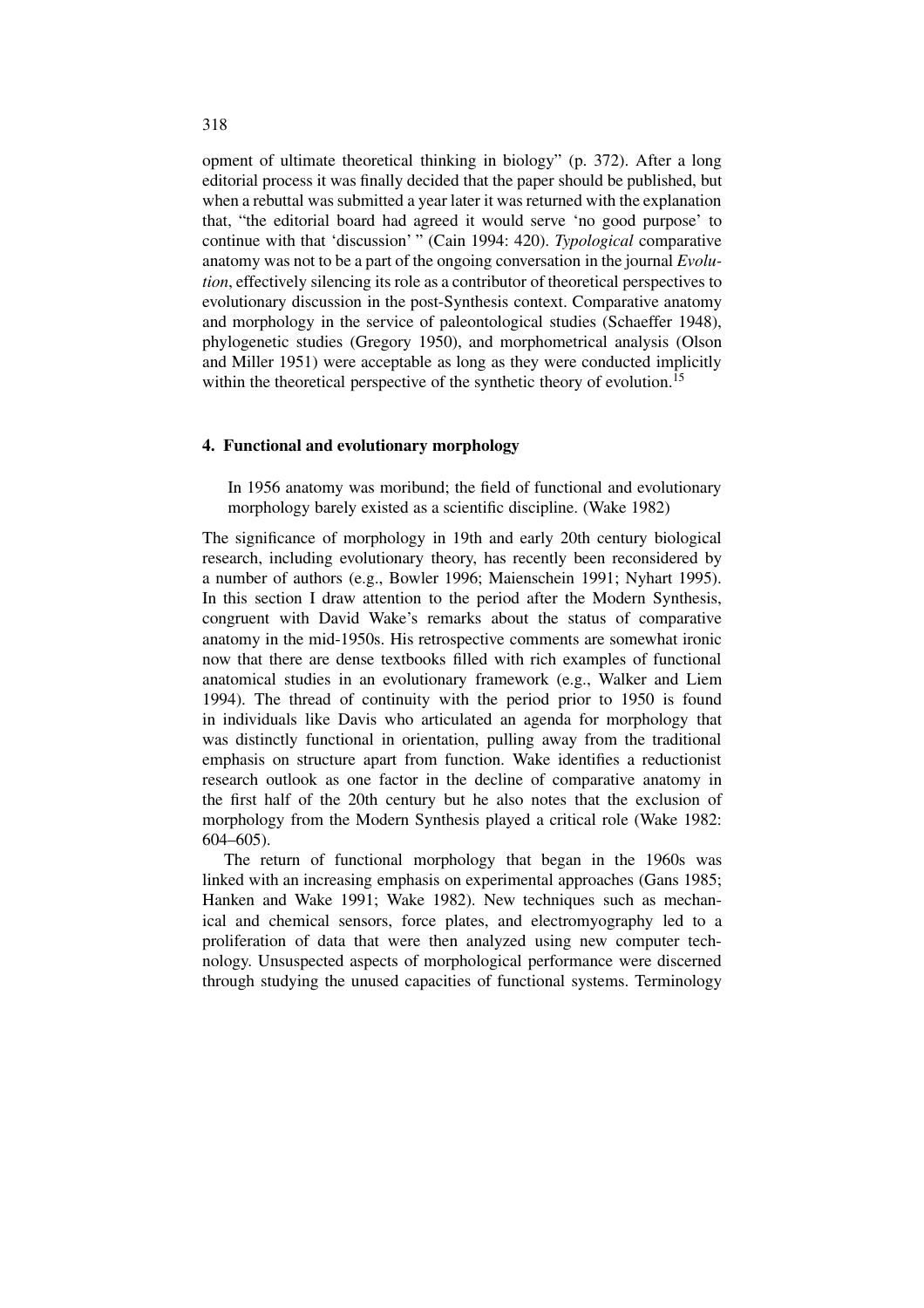opment of ultimate theoretical thinking in biology" (p. 372). After a long editorial process it was finally decided that the paper should be published, but when a rebuttal was submitted a year later it was returned with the explanation that, "the editorial board had agreed it would serve 'no good purpose' to continue with that 'discussion' " (Cain 1994: 420). *Typological* comparative anatomy was not to be a part of the ongoing conversation in the journal *Evolution*, effectively silencing its role as a contributor of theoretical perspectives to evolutionary discussion in the post-Synthesis context. Comparative anatomy and morphology in the service of paleontological studies (Schaeffer 1948), phylogenetic studies (Gregory 1950), and morphometrical analysis (Olson and Miller 1951) were acceptable as long as they were conducted implicitly within the theoretical perspective of the synthetic theory of evolution.[15]

## 4. Functional and evolutionary morphology

> In 1956 anatomy was moribund; the field of functional and evolutionary morphology barely existed as a scientific discipline. (Wake 1982)

The significance of morphology in 19th and early 20th century biological research, including evolutionary theory, has recently been reconsidered by a number of authors (e.g., Bowler 1996; Maienschein 1991; Nyhart 1995). In this section I draw attention to the period after the Modern Synthesis, congruent with David Wake's remarks about the status of comparative anatomy in the mid-1950s. His retrospective comments are somewhat ironic now that there are dense textbooks filled with rich examples of functional anatomical studies in an evolutionary framework (e.g., Walker and Liem 1994). The thread of continuity with the period prior to 1950 is found in individuals like Davis who articulated an agenda for morphology that was distinctly functional in orientation, pulling away from the traditional emphasis on structure apart from function. Wake identifies a reductionist research outlook as one factor in the decline of comparative anatomy in the first half of the 20th century but he also notes that the exclusion of morphology from the Modern Synthesis played a critical role (Wake 1982: 604–605).

The return of functional morphology that began in the 1960s was linked with an increasing emphasis on experimental approaches (Gans 1985; Hanken and Wake 1991; Wake 1982). New techniques such as mechanical and chemical sensors, force plates, and electromyography led to a proliferation of data that were then analyzed using new computer technology. Unsuspected aspects of morphological performance were discerned through studying the unused capacities of functional systems. Terminology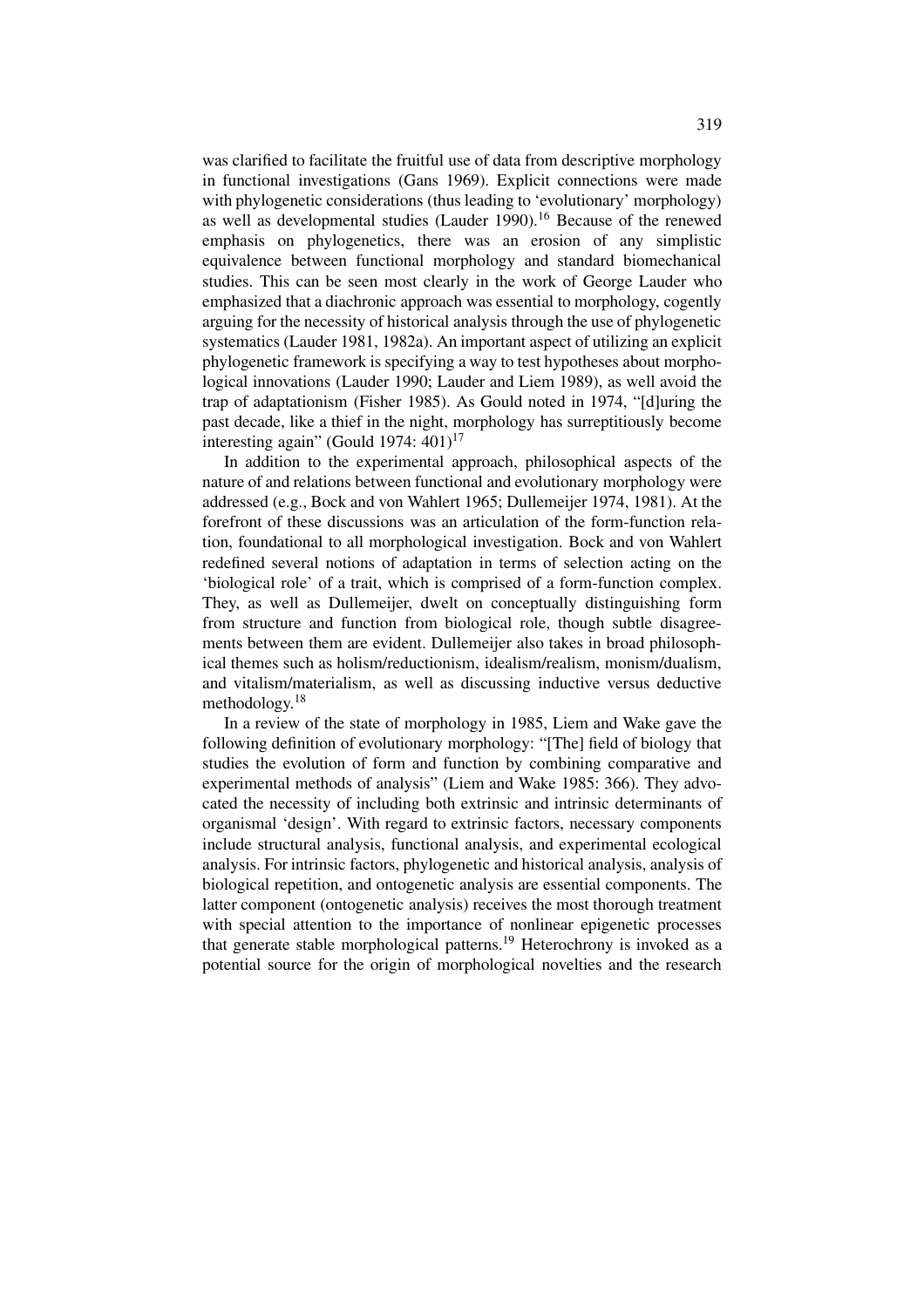was clarified to facilitate the fruitful use of data from descriptive morphology in functional investigations (Gans 1969). Explicit connections were made with phylogenetic considerations (thus leading to 'evolutionary' morphology) as well as developmental studies (Lauder 1990).[16] Because of the renewed emphasis on phylogenetics, there was an erosion of any simplistic equivalence between functional morphology and standard biomechanical studies. This can be seen most clearly in the work of George Lauder who emphasized that a diachronic approach was essential to morphology, cogently arguing for the necessity of historical analysis through the use of phylogenetic systematics (Lauder 1981, 1982a). An important aspect of utilizing an explicit phylogenetic framework is specifying a way to test hypotheses about morphological innovations (Lauder 1990; Lauder and Liem 1989), as well avoid the trap of adaptationism (Fisher 1985). As Gould noted in 1974, "[d]uring the past decade, like a thief in the night, morphology has surreptitiously become interesting again" (Gould 1974: 401)[17]

In addition to the experimental approach, philosophical aspects of the nature of and relations between functional and evolutionary morphology were addressed (e.g., Bock and von Wahlert 1965; Dullemeijer 1974, 1981). At the forefront of these discussions was an articulation of the form-function relation, foundational to all morphological investigation. Bock and von Wahlert redefined several notions of adaptation in terms of selection acting on the 'biological role' of a trait, which is comprised of a form-function complex. They, as well as Dullemeijer, dwelt on conceptually distinguishing form from structure and function from biological role, though subtle disagreements between them are evident. Dullemeijer also takes in broad philosophical themes such as holism/reductionism, idealism/realism, monism/dualism, and vitalism/materialism, as well as discussing inductive versus deductive methodology.[18]

In a review of the state of morphology in 1985, Liem and Wake gave the following definition of evolutionary morphology: "[The] field of biology that studies the evolution of form and function by combining comparative and experimental methods of analysis" (Liem and Wake 1985: 366). They advocated the necessity of including both extrinsic and intrinsic determinants of organismal 'design'. With regard to extrinsic factors, necessary components include structural analysis, functional analysis, and experimental ecological analysis. For intrinsic factors, phylogenetic and historical analysis, analysis of biological repetition, and ontogenetic analysis are essential components. The latter component (ontogenetic analysis) receives the most thorough treatment with special attention to the importance of nonlinear epigenetic processes that generate stable morphological patterns.[19] Heterochrony is invoked as a potential source for the origin of morphological novelties and the research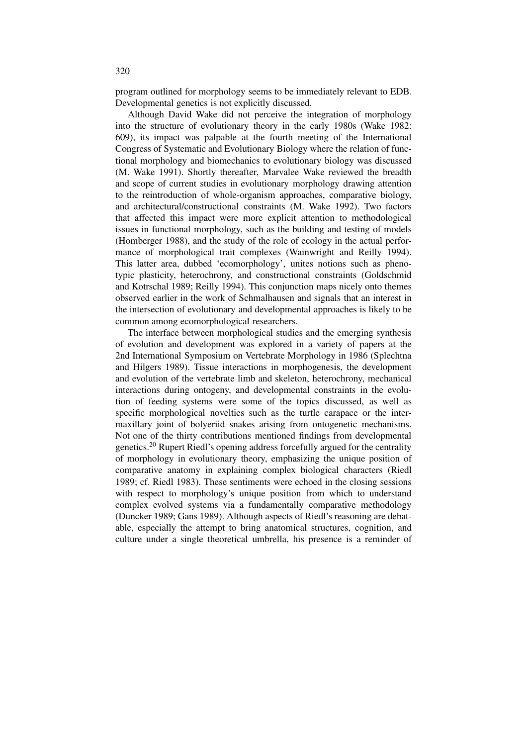program outlined for morphology seems to be immediately relevant to EDB. Developmental genetics is not explicitly discussed.

Although David Wake did not perceive the integration of morphology into the structure of evolutionary theory in the early 1980s (Wake 1982: 609), its impact was palpable at the fourth meeting of the International Congress of Systematic and Evolutionary Biology where the relation of functional morphology and biomechanics to evolutionary biology was discussed (M. Wake 1991). Shortly thereafter, Marvalee Wake reviewed the breadth and scope of current studies in evolutionary morphology drawing attention to the reintroduction of whole-organism approaches, comparative biology, and architectural/constructional constraints (M. Wake 1992). Two factors that affected this impact were more explicit attention to methodological issues in functional morphology, such as the building and testing of models (Homberger 1988), and the study of the role of ecology in the actual performance of morphological trait complexes (Wainwright and Reilly 1994). This latter area, dubbed 'ecomorphology', unites notions such as phenotypic plasticity, heterochrony, and constructional constraints (Goldschmid and Kotrschal 1989; Reilly 1994). This conjunction maps nicely onto themes observed earlier in the work of Schmalhausen and signals that an interest in the intersection of evolutionary and developmental approaches is likely to be common among ecomorphological researchers.

The interface between morphological studies and the emerging synthesis of evolution and development was explored in a variety of papers at the 2nd International Symposium on Vertebrate Morphology in 1986 (Splechtna and Hilgers 1989). Tissue interactions in morphogenesis, the development and evolution of the vertebrate limb and skeleton, heterochrony, mechanical interactions during ontogeny, and developmental constraints in the evolution of feeding systems were some of the topics discussed, as well as specific morphological novelties such as the turtle carapace or the intermaxillary joint of bolyeriid snakes arising from ontogenetic mechanisms. Not one of the thirty contributions mentioned findings from developmental genetics.[20] Rupert Riedl's opening address forcefully argued for the centrality of morphology in evolutionary theory, emphasizing the unique position of comparative anatomy in explaining complex biological characters (Riedl 1989; cf. Riedl 1983). These sentiments were echoed in the closing sessions with respect to morphology's unique position from which to understand complex evolved systems via a fundamentally comparative methodology (Duncker 1989; Gans 1989). Although aspects of Riedl's reasoning are debatable, especially the attempt to bring anatomical structures, cognition, and culture under a single theoretical umbrella, his presence is a reminder of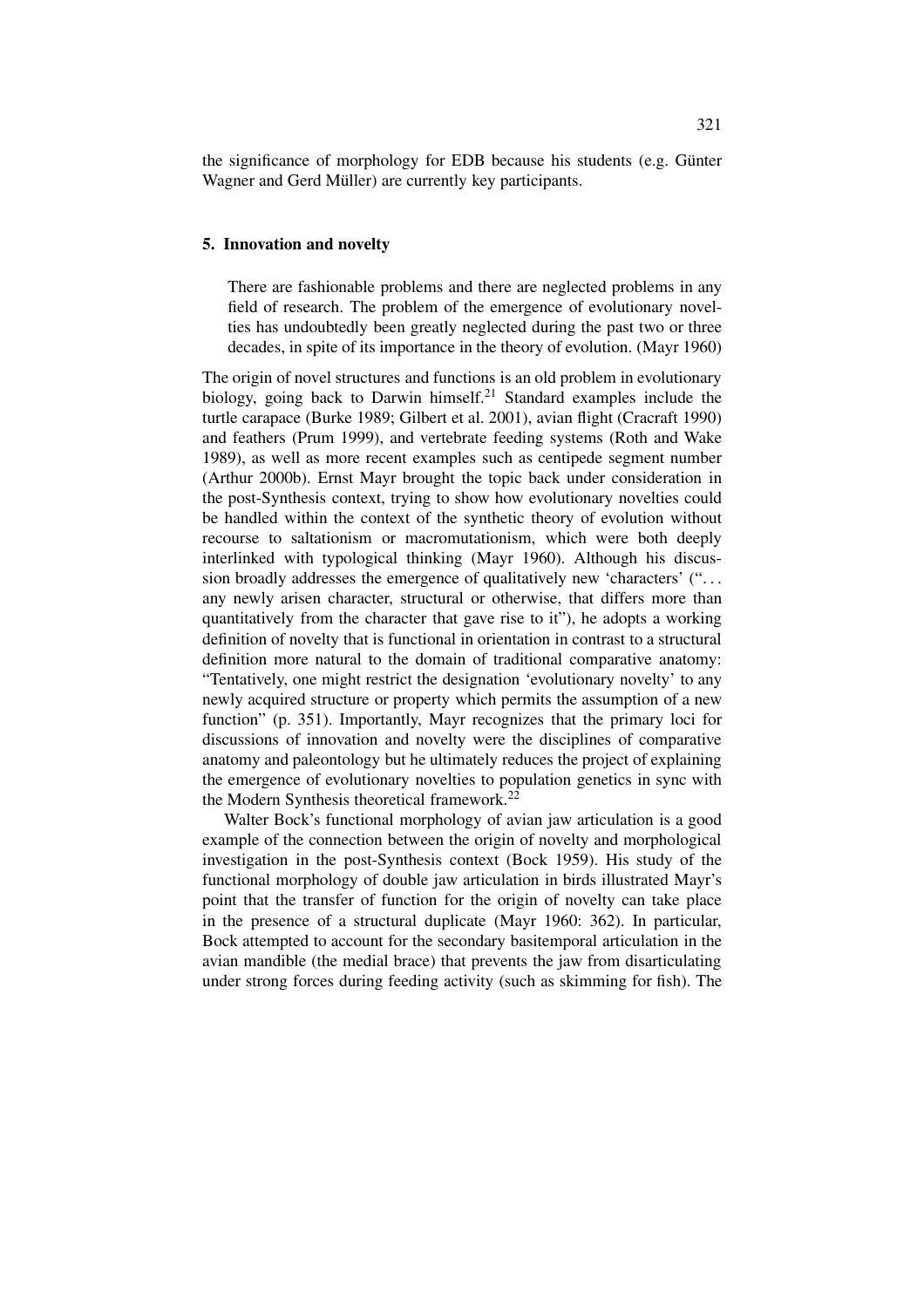the significance of morphology for EDB because his students (e.g. Günter Wagner and Gerd Müller) are currently key participants.

## 5. Innovation and novelty

> There are fashionable problems and there are neglected problems in any field of research. The problem of the emergence of evolutionary novelties has undoubtedly been greatly neglected during the past two or three decades, in spite of its importance in the theory of evolution. (Mayr 1960)

The origin of novel structures and functions is an old problem in evolutionary biology, going back to Darwin himself.[21] Standard examples include the turtle carapace (Burke 1989; Gilbert et al. 2001), avian flight (Cracraft 1990) and feathers (Prum 1999), and vertebrate feeding systems (Roth and Wake 1989), as well as more recent examples such as centipede segment number (Arthur 2000b). Ernst Mayr brought the topic back under consideration in the post-Synthesis context, trying to show how evolutionary novelties could be handled within the context of the synthetic theory of evolution without recourse to saltationism or macromutationism, which were both deeply interlinked with typological thinking (Mayr 1960). Although his discussion broadly addresses the emergence of qualitatively new 'characters' ("... any newly arisen character, structural or otherwise, that differs more than quantitatively from the character that gave rise to it"), he adopts a working definition of novelty that is functional in orientation in contrast to a structural definition more natural to the domain of traditional comparative anatomy: "Tentatively, one might restrict the designation 'evolutionary novelty' to any newly acquired structure or property which permits the assumption of a new function" (p. 351). Importantly, Mayr recognizes that the primary loci for discussions of innovation and novelty were the disciplines of comparative anatomy and paleontology but he ultimately reduces the project of explaining the emergence of evolutionary novelties to population genetics in sync with the Modern Synthesis theoretical framework.[22]

Walter Bock's functional morphology of avian jaw articulation is a good example of the connection between the origin of novelty and morphological investigation in the post-Synthesis context (Bock 1959). His study of the functional morphology of double jaw articulation in birds illustrated Mayr's point that the transfer of function for the origin of novelty can take place in the presence of a structural duplicate (Mayr 1960: 362). In particular, Bock attempted to account for the secondary basitemporal articulation in the avian mandible (the medial brace) that prevents the jaw from disarticulating under strong forces during feeding activity (such as skimming for fish). The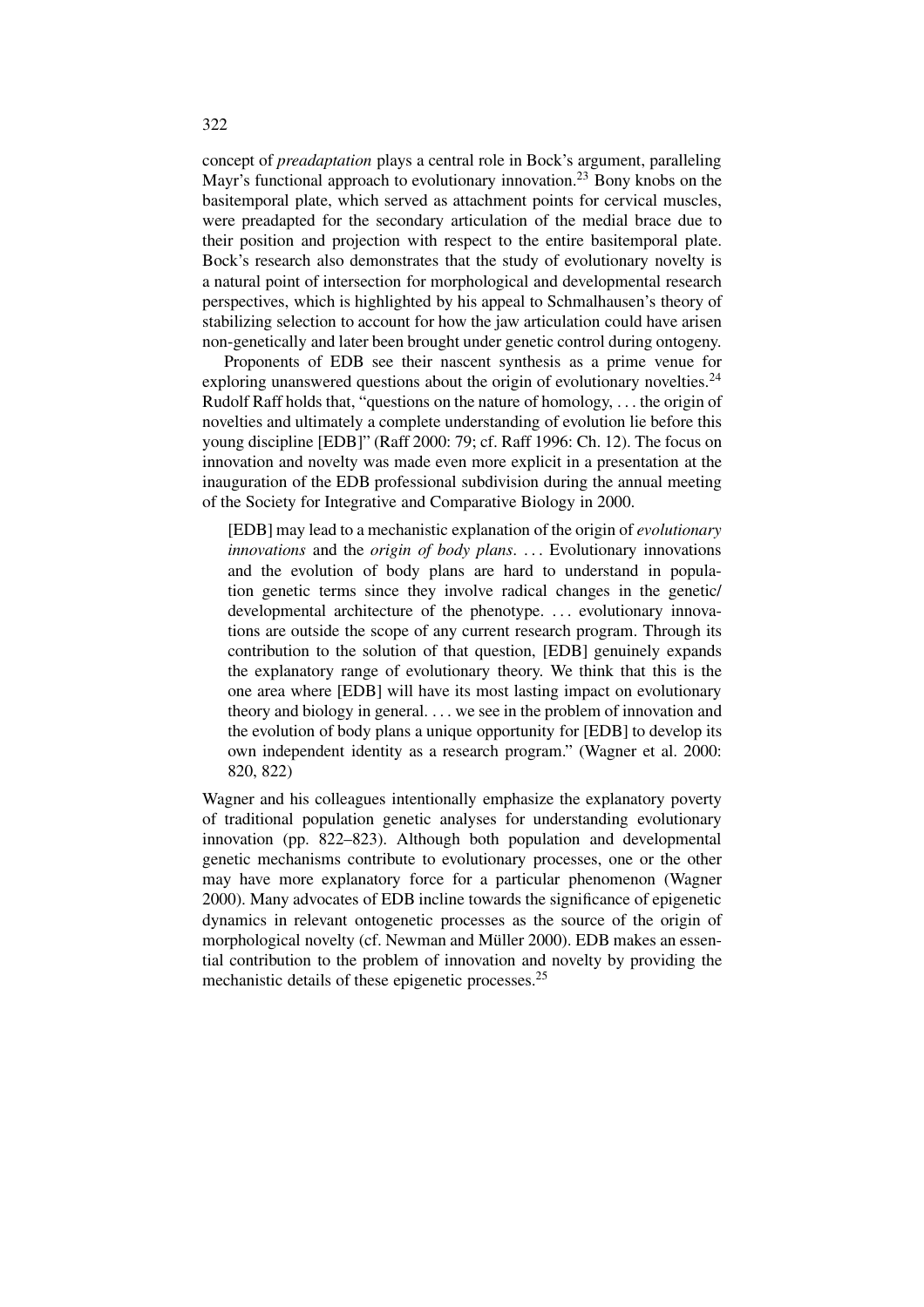concept of *preadaptation* plays a central role in Bock's argument, paralleling Mayr's functional approach to evolutionary innovation.[23] Bony knobs on the basitemporal plate, which served as attachment points for cervical muscles, were preadapted for the secondary articulation of the medial brace due to their position and projection with respect to the entire basitemporal plate. Bock's research also demonstrates that the study of evolutionary novelty is a natural point of intersection for morphological and developmental research perspectives, which is highlighted by his appeal to Schmalhausen's theory of stabilizing selection to account for how the jaw articulation could have arisen non-genetically and later been brought under genetic control during ontogeny.

Proponents of EDB see their nascent synthesis as a prime venue for exploring unanswered questions about the origin of evolutionary novelties.[24] Rudolf Raff holds that, "questions on the nature of homology, ... the origin of novelties and ultimately a complete understanding of evolution lie before this young discipline [EDB]" (Raff 2000: 79; cf. Raff 1996: Ch. 12). The focus on innovation and novelty was made even more explicit in a presentation at the inauguration of the EDB professional subdivision during the annual meeting of the Society for Integrative and Comparative Biology in 2000.

> [EDB] may lead to a mechanistic explanation of the origin of *evolutionary innovations* and the *origin of body plans*. ... Evolutionary innovations and the evolution of body plans are hard to understand in population genetic terms since they involve radical changes in the genetic/developmental architecture of the phenotype. ... evolutionary innovations are outside the scope of any current research program. Through its contribution to the solution of that question, [EDB] genuinely expands the explanatory range of evolutionary theory. We think that this is the one area where [EDB] will have its most lasting impact on evolutionary theory and biology in general. ... we see in the problem of innovation and the evolution of body plans a unique opportunity for [EDB] to develop its own independent identity as a research program." (Wagner et al. 2000: 820, 822)

Wagner and his colleagues intentionally emphasize the explanatory poverty of traditional population genetic analyses for understanding evolutionary innovation (pp. 822–823). Although both population and developmental genetic mechanisms contribute to evolutionary processes, one or the other may have more explanatory force for a particular phenomenon (Wagner 2000). Many advocates of EDB incline towards the significance of epigenetic dynamics in relevant ontogenetic processes as the source of the origin of morphological novelty (cf. Newman and Müller 2000). EDB makes an essential contribution to the problem of innovation and novelty by providing the mechanistic details of these epigenetic processes.[25]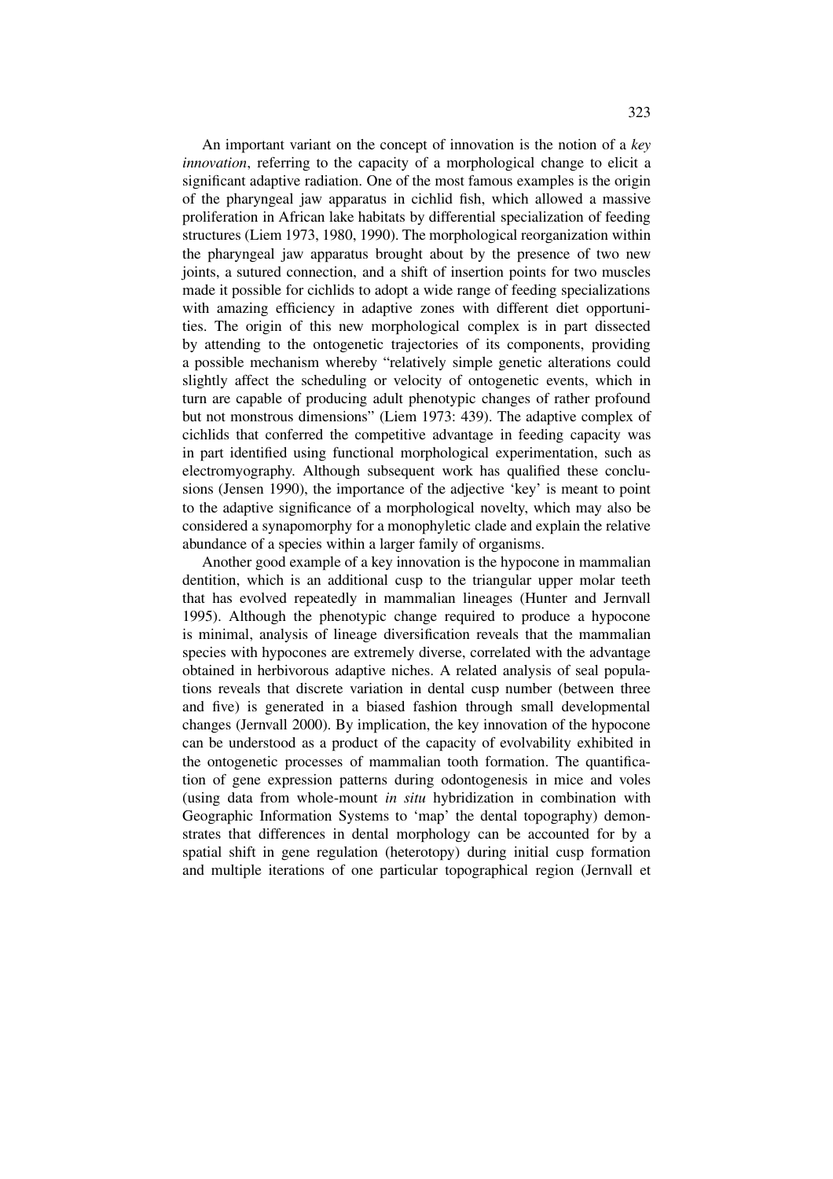An important variant on the concept of innovation is the notion of a *key innovation*, referring to the capacity of a morphological change to elicit a significant adaptive radiation. One of the most famous examples is the origin of the pharyngeal jaw apparatus in cichlid fish, which allowed a massive proliferation in African lake habitats by differential specialization of feeding structures (Liem 1973, 1980, 1990). The morphological reorganization within the pharyngeal jaw apparatus brought about by the presence of two new joints, a sutured connection, and a shift of insertion points for two muscles made it possible for cichlids to adopt a wide range of feeding specializations with amazing efficiency in adaptive zones with different diet opportunities. The origin of this new morphological complex is in part dissected by attending to the ontogenetic trajectories of its components, providing a possible mechanism whereby "relatively simple genetic alterations could slightly affect the scheduling or velocity of ontogenetic events, which in turn are capable of producing adult phenotypic changes of rather profound but not monstrous dimensions" (Liem 1973: 439). The adaptive complex of cichlids that conferred the competitive advantage in feeding capacity was in part identified using functional morphological experimentation, such as electromyography. Although subsequent work has qualified these conclusions (Jensen 1990), the importance of the adjective 'key' is meant to point to the adaptive significance of a morphological novelty, which may also be considered a synapomorphy for a monophyletic clade and explain the relative abundance of a species within a larger family of organisms.

Another good example of a key innovation is the hypocone in mammalian dentition, which is an additional cusp to the triangular upper molar teeth that has evolved repeatedly in mammalian lineages (Hunter and Jernvall 1995). Although the phenotypic change required to produce a hypocone is minimal, analysis of lineage diversification reveals that the mammalian species with hypocones are extremely diverse, correlated with the advantage obtained in herbivorous adaptive niches. A related analysis of seal populations reveals that discrete variation in dental cusp number (between three and five) is generated in a biased fashion through small developmental changes (Jernvall 2000). By implication, the key innovation of the hypocone can be understood as a product of the capacity of evolvability exhibited in the ontogenetic processes of mammalian tooth formation. The quantification of gene expression patterns during odontogenesis in mice and voles (using data from whole-mount *in situ* hybridization in combination with Geographic Information Systems to 'map' the dental topography) demonstrates that differences in dental morphology can be accounted for by a spatial shift in gene regulation (heterotopy) during initial cusp formation and multiple iterations of one particular topographical region (Jernvall et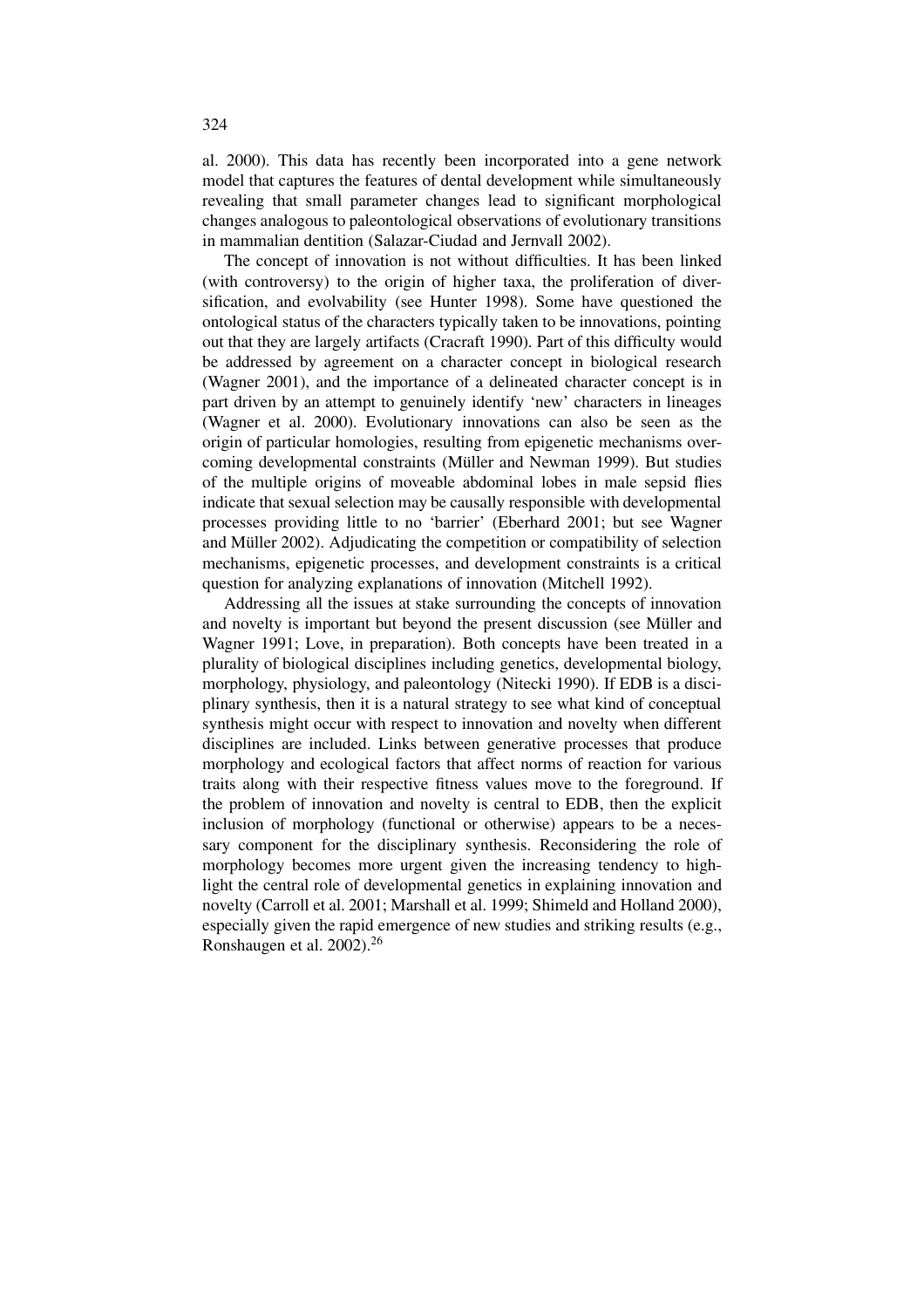al. 2000). This data has recently been incorporated into a gene network model that captures the features of dental development while simultaneously revealing that small parameter changes lead to significant morphological changes analogous to paleontological observations of evolutionary transitions in mammalian dentition (Salazar-Ciudad and Jernvall 2002).

The concept of innovation is not without difficulties. It has been linked (with controversy) to the origin of higher taxa, the proliferation of diversification, and evolvability (see Hunter 1998). Some have questioned the ontological status of the characters typically taken to be innovations, pointing out that they are largely artifacts (Cracraft 1990). Part of this difficulty would be addressed by agreement on a character concept in biological research (Wagner 2001), and the importance of a delineated character concept is in part driven by an attempt to genuinely identify 'new' characters in lineages (Wagner et al. 2000). Evolutionary innovations can also be seen as the origin of particular homologies, resulting from epigenetic mechanisms overcoming developmental constraints (Müller and Newman 1999). But studies of the multiple origins of moveable abdominal lobes in male sepsid flies indicate that sexual selection may be causally responsible with developmental processes providing little to no 'barrier' (Eberhard 2001; but see Wagner and Müller 2002). Adjudicating the competition or compatibility of selection mechanisms, epigenetic processes, and development constraints is a critical question for analyzing explanations of innovation (Mitchell 1992).

Addressing all the issues at stake surrounding the concepts of innovation and novelty is important but beyond the present discussion (see Müller and Wagner 1991; Love, in preparation). Both concepts have been treated in a plurality of biological disciplines including genetics, developmental biology, morphology, physiology, and paleontology (Nitecki 1990). If EDB is a disciplinary synthesis, then it is a natural strategy to see what kind of conceptual synthesis might occur with respect to innovation and novelty when different disciplines are included. Links between generative processes that produce morphology and ecological factors that affect norms of reaction for various traits along with their respective fitness values move to the foreground. If the problem of innovation and novelty is central to EDB, then the explicit inclusion of morphology (functional or otherwise) appears to be a necessary component for the disciplinary synthesis. Reconsidering the role of morphology becomes more urgent given the increasing tendency to highlight the central role of developmental genetics in explaining innovation and novelty (Carroll et al. 2001; Marshall et al. 1999; Shimeld and Holland 2000), especially given the rapid emergence of new studies and striking results (e.g., Ronshaugen et al. 2002).[26]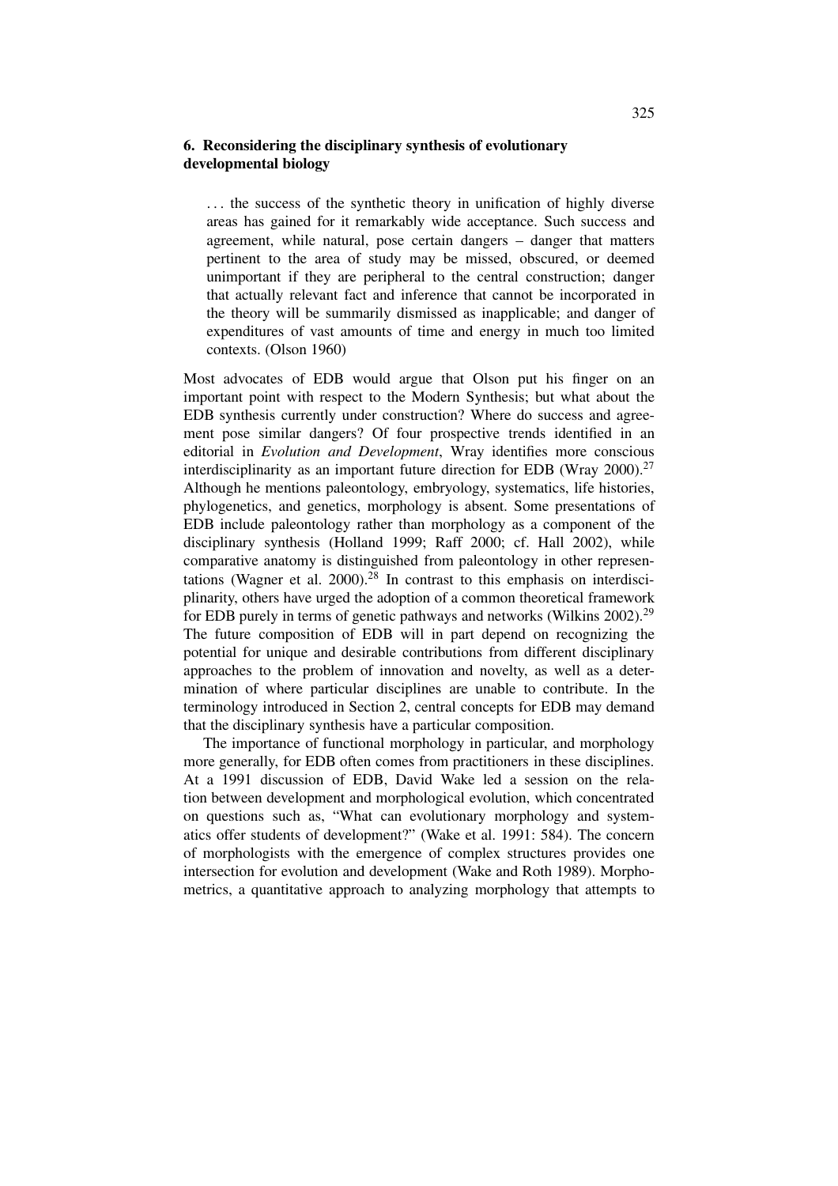## 6. Reconsidering the disciplinary synthesis of evolutionary developmental biology

> . . . the success of the synthetic theory in unification of highly diverse areas has gained for it remarkably wide acceptance. Such success and agreement, while natural, pose certain dangers – danger that matters pertinent to the area of study may be missed, obscured, or deemed unimportant if they are peripheral to the central construction; danger that actually relevant fact and inference that cannot be incorporated in the theory will be summarily dismissed as inapplicable; and danger of expenditures of vast amounts of time and energy in much too limited contexts. (Olson 1960)

Most advocates of EDB would argue that Olson put his finger on an important point with respect to the Modern Synthesis; but what about the EDB synthesis currently under construction? Where do success and agreement pose similar dangers? Of four prospective trends identified in an editorial in *Evolution and Development*, Wray identifies more conscious interdisciplinarity as an important future direction for EDB (Wray 2000).[27] Although he mentions paleontology, embryology, systematics, life histories, phylogenetics, and genetics, morphology is absent. Some presentations of EDB include paleontology rather than morphology as a component of the disciplinary synthesis (Holland 1999; Raff 2000; cf. Hall 2002), while comparative anatomy is distinguished from paleontology in other representations (Wagner et al. 2000).[28] In contrast to this emphasis on interdisciplinarity, others have urged the adoption of a common theoretical framework for EDB purely in terms of genetic pathways and networks (Wilkins 2002).[29] The future composition of EDB will in part depend on recognizing the potential for unique and desirable contributions from different disciplinary approaches to the problem of innovation and novelty, as well as a determination of where particular disciplines are unable to contribute. In the terminology introduced in Section 2, central concepts for EDB may demand that the disciplinary synthesis have a particular composition.

The importance of functional morphology in particular, and morphology more generally, for EDB often comes from practitioners in these disciplines. At a 1991 discussion of EDB, David Wake led a session on the relation between development and morphological evolution, which concentrated on questions such as, "What can evolutionary morphology and systematics offer students of development?" (Wake et al. 1991: 584). The concern of morphologists with the emergence of complex structures provides one intersection for evolution and development (Wake and Roth 1989). Morphometrics, a quantitative approach to analyzing morphology that attempts to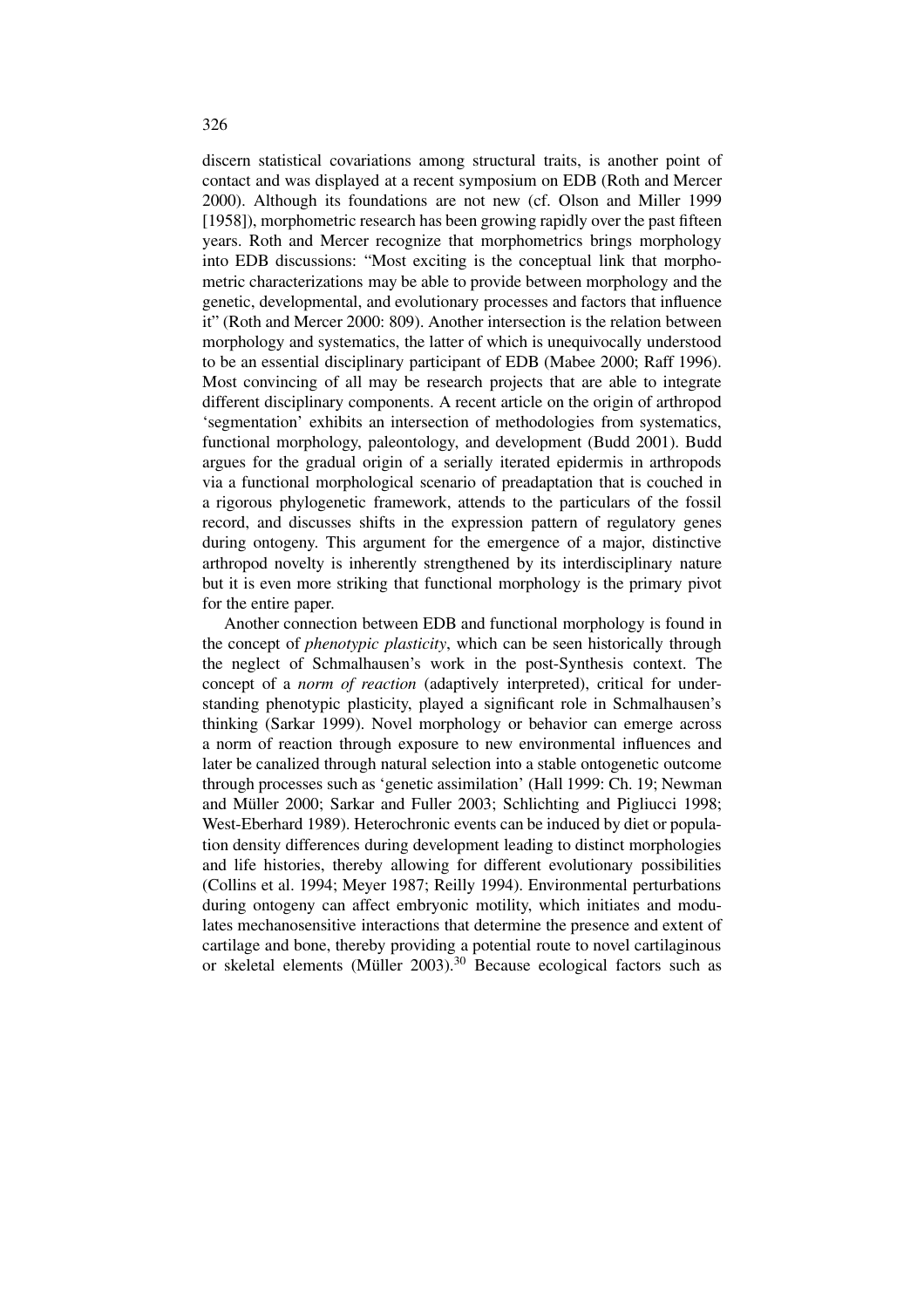discern statistical covariations among structural traits, is another point of contact and was displayed at a recent symposium on EDB (Roth and Mercer 2000). Although its foundations are not new (cf. Olson and Miller 1999 [1958]), morphometric research has been growing rapidly over the past fifteen years. Roth and Mercer recognize that morphometrics brings morphology into EDB discussions: "Most exciting is the conceptual link that morphometric characterizations may be able to provide between morphology and the genetic, developmental, and evolutionary processes and factors that influence it" (Roth and Mercer 2000: 809). Another intersection is the relation between morphology and systematics, the latter of which is unequivocally understood to be an essential disciplinary participant of EDB (Mabee 2000; Raff 1996). Most convincing of all may be research projects that are able to integrate different disciplinary components. A recent article on the origin of arthropod 'segmentation' exhibits an intersection of methodologies from systematics, functional morphology, paleontology, and development (Budd 2001). Budd argues for the gradual origin of a serially iterated epidermis in arthropods via a functional morphological scenario of preadaptation that is couched in a rigorous phylogenetic framework, attends to the particulars of the fossil record, and discusses shifts in the expression pattern of regulatory genes during ontogeny. This argument for the emergence of a major, distinctive arthropod novelty is inherently strengthened by its interdisciplinary nature but it is even more striking that functional morphology is the primary pivot for the entire paper.

Another connection between EDB and functional morphology is found in the concept of *phenotypic plasticity*, which can be seen historically through the neglect of Schmalhausen's work in the post-Synthesis context. The concept of a *norm of reaction* (adaptively interpreted), critical for understanding phenotypic plasticity, played a significant role in Schmalhausen's thinking (Sarkar 1999). Novel morphology or behavior can emerge across a norm of reaction through exposure to new environmental influences and later be canalized through natural selection into a stable ontogenetic outcome through processes such as 'genetic assimilation' (Hall 1999: Ch. 19; Newman and Müller 2000; Sarkar and Fuller 2003; Schlichting and Pigliucci 1998; West-Eberhard 1989). Heterochronic events can be induced by diet or population density differences during development leading to distinct morphologies and life histories, thereby allowing for different evolutionary possibilities (Collins et al. 1994; Meyer 1987; Reilly 1994). Environmental perturbations during ontogeny can affect embryonic motility, which initiates and modulates mechanosensitive interactions that determine the presence and extent of cartilage and bone, thereby providing a potential route to novel cartilaginous or skeletal elements (Müller 2003).[30] Because ecological factors such as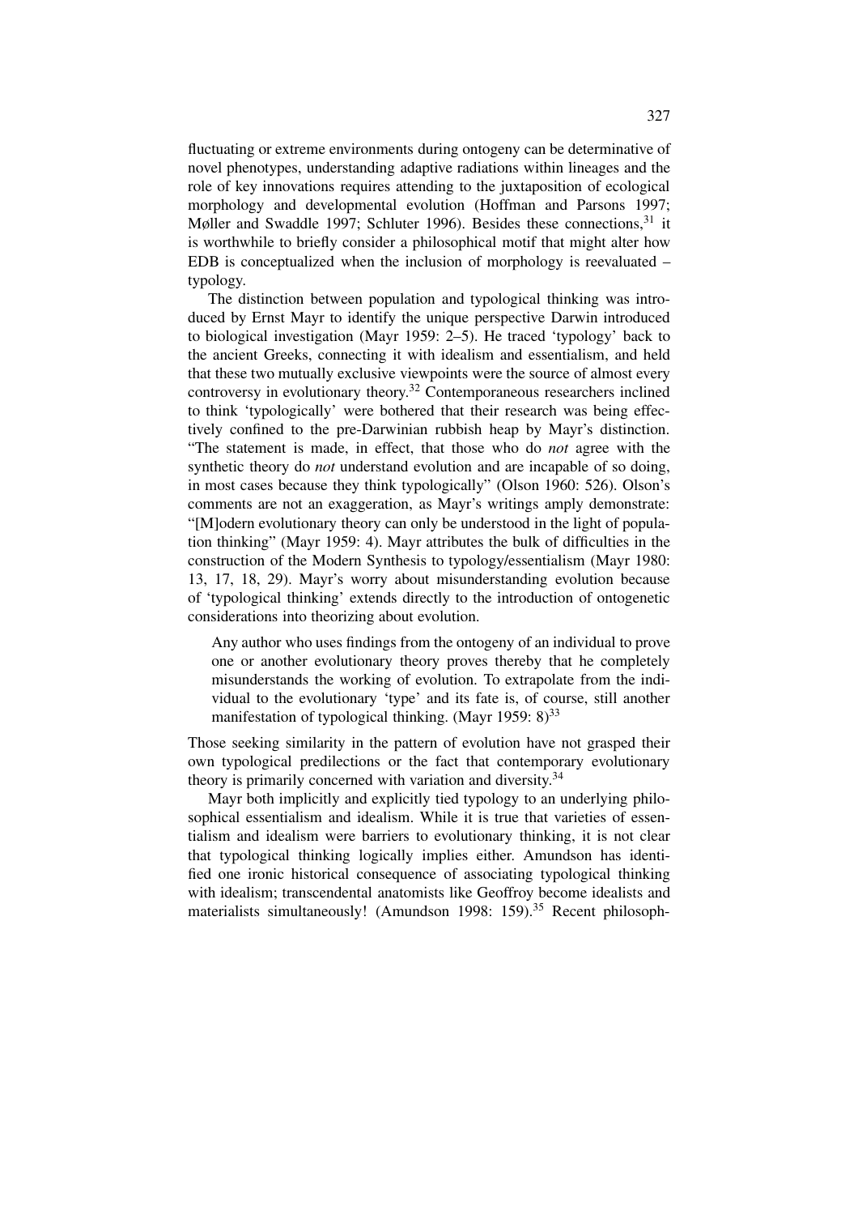fluctuating or extreme environments during ontogeny can be determinative of novel phenotypes, understanding adaptive radiations within lineages and the role of key innovations requires attending to the juxtaposition of ecological morphology and developmental evolution (Hoffman and Parsons 1997; Møller and Swaddle 1997; Schluter 1996). Besides these connections,[31] it is worthwhile to briefly consider a philosophical motif that might alter how EDB is conceptualized when the inclusion of morphology is reevaluated – typology.

The distinction between population and typological thinking was introduced by Ernst Mayr to identify the unique perspective Darwin introduced to biological investigation (Mayr 1959: 2–5). He traced 'typology' back to the ancient Greeks, connecting it with idealism and essentialism, and held that these two mutually exclusive viewpoints were the source of almost every controversy in evolutionary theory.[32] Contemporaneous researchers inclined to think 'typologically' were bothered that their research was being effectively confined to the pre-Darwinian rubbish heap by Mayr's distinction. "The statement is made, in effect, that those who do *not* agree with the synthetic theory do *not* understand evolution and are incapable of so doing, in most cases because they think typologically" (Olson 1960: 526). Olson's comments are not an exaggeration, as Mayr's writings amply demonstrate: "[M]odern evolutionary theory can only be understood in the light of population thinking" (Mayr 1959: 4). Mayr attributes the bulk of difficulties in the construction of the Modern Synthesis to typology/essentialism (Mayr 1980: 13, 17, 18, 29). Mayr's worry about misunderstanding evolution because of 'typological thinking' extends directly to the introduction of ontogenetic considerations into theorizing about evolution.

> Any author who uses findings from the ontogeny of an individual to prove one or another evolutionary theory proves thereby that he completely misunderstands the working of evolution. To extrapolate from the individual to the evolutionary 'type' and its fate is, of course, still another manifestation of typological thinking. (Mayr 1959: 8)[33]

Those seeking similarity in the pattern of evolution have not grasped their own typological predilections or the fact that contemporary evolutionary theory is primarily concerned with variation and diversity.[34]

Mayr both implicitly and explicitly tied typology to an underlying philosophical essentialism and idealism. While it is true that varieties of essentialism and idealism were barriers to evolutionary thinking, it is not clear that typological thinking logically implies either. Amundson has identified one ironic historical consequence of associating typological thinking with idealism; transcendental anatomists like Geoffroy become idealists and materialists simultaneously! (Amundson 1998: 159).[35] Recent philosoph-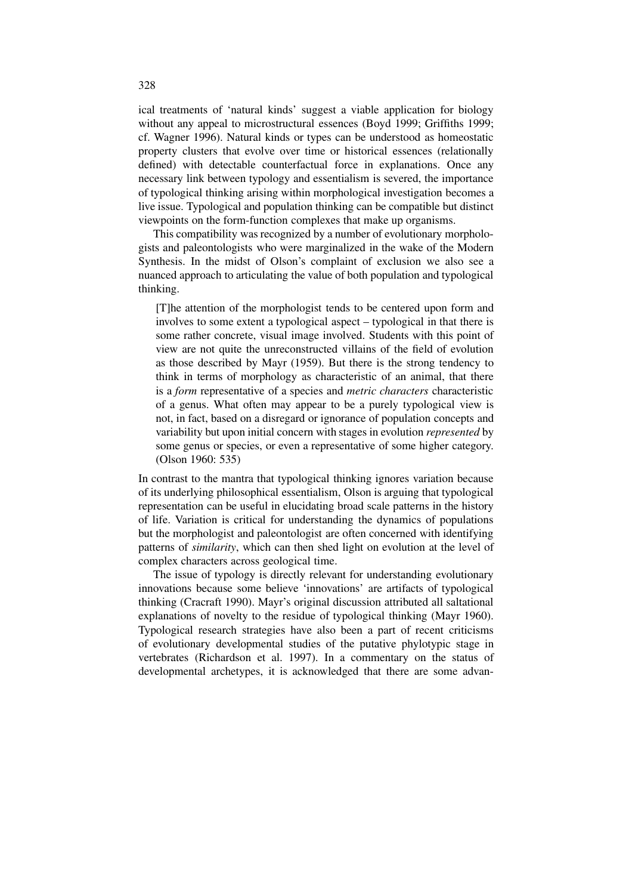ical treatments of 'natural kinds' suggest a viable application for biology without any appeal to microstructural essences (Boyd 1999; Griffiths 1999; cf. Wagner 1996). Natural kinds or types can be understood as homeostatic property clusters that evolve over time or historical essences (relationally defined) with detectable counterfactual force in explanations. Once any necessary link between typology and essentialism is severed, the importance of typological thinking arising within morphological investigation becomes a live issue. Typological and population thinking can be compatible but distinct viewpoints on the form-function complexes that make up organisms.

This compatibility was recognized by a number of evolutionary morphologists and paleontologists who were marginalized in the wake of the Modern Synthesis. In the midst of Olson's complaint of exclusion we also see a nuanced approach to articulating the value of both population and typological thinking.

> [T]he attention of the morphologist tends to be centered upon form and involves to some extent a typological aspect – typological in that there is some rather concrete, visual image involved. Students with this point of view are not quite the unreconstructed villains of the field of evolution as those described by Mayr (1959). But there is the strong tendency to think in terms of morphology as characteristic of an animal, that there is a *form* representative of a species and *metric characters* characteristic of a genus. What often may appear to be a purely typological view is not, in fact, based on a disregard or ignorance of population concepts and variability but upon initial concern with stages in evolution *represented* by some genus or species, or even a representative of some higher category. (Olson 1960: 535)

In contrast to the mantra that typological thinking ignores variation because of its underlying philosophical essentialism, Olson is arguing that typological representation can be useful in elucidating broad scale patterns in the history of life. Variation is critical for understanding the dynamics of populations but the morphologist and paleontologist are often concerned with identifying patterns of *similarity*, which can then shed light on evolution at the level of complex characters across geological time.

The issue of typology is directly relevant for understanding evolutionary innovations because some believe 'innovations' are artifacts of typological thinking (Cracraft 1990). Mayr's original discussion attributed all saltational explanations of novelty to the residue of typological thinking (Mayr 1960). Typological research strategies have also been a part of recent criticisms of evolutionary developmental studies of the putative phylotypic stage in vertebrates (Richardson et al. 1997). In a commentary on the status of developmental archetypes, it is acknowledged that there are some advan-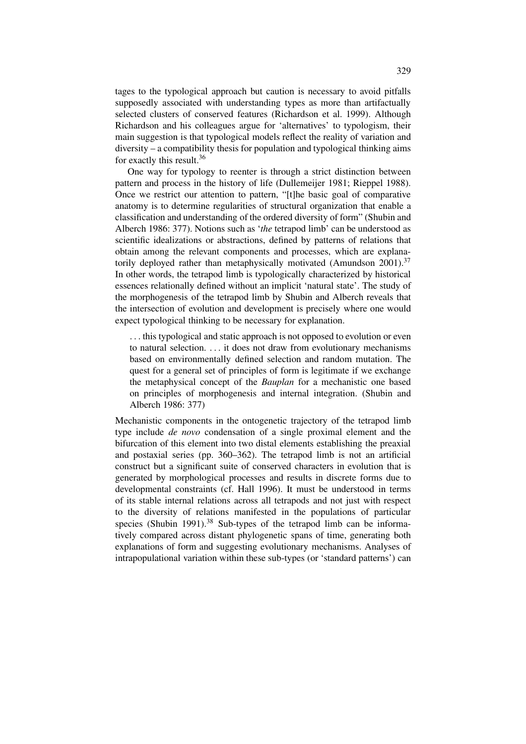tages to the typological approach but caution is necessary to avoid pitfalls supposedly associated with understanding types as more than artifactually selected clusters of conserved features (Richardson et al. 1999). Although Richardson and his colleagues argue for 'alternatives' to typologism, their main suggestion is that typological models reflect the reality of variation and diversity – a compatibility thesis for population and typological thinking aims for exactly this result.[36]

One way for typology to reenter is through a strict distinction between pattern and process in the history of life (Dullemeijer 1981; Rieppel 1988). Once we restrict our attention to pattern, "[t]he basic goal of comparative anatomy is to determine regularities of structural organization that enable a classification and understanding of the ordered diversity of form" (Shubin and Alberch 1986: 377). Notions such as '*the* tetrapod limb' can be understood as scientific idealizations or abstractions, defined by patterns of relations that obtain among the relevant components and processes, which are explanatorily deployed rather than metaphysically motivated (Amundson 2001).[37] In other words, the tetrapod limb is typologically characterized by historical essences relationally defined without an implicit 'natural state'. The study of the morphogenesis of the tetrapod limb by Shubin and Alberch reveals that the intersection of evolution and development is precisely where one would expect typological thinking to be necessary for explanation.

> . . . this typological and static approach is not opposed to evolution or even to natural selection. . . . it does not draw from evolutionary mechanisms based on environmentally defined selection and random mutation. The quest for a general set of principles of form is legitimate if we exchange the metaphysical concept of the *Bauplan* for a mechanistic one based on principles of morphogenesis and internal integration. (Shubin and Alberch 1986: 377)

Mechanistic components in the ontogenetic trajectory of the tetrapod limb type include *de novo* condensation of a single proximal element and the bifurcation of this element into two distal elements establishing the preaxial and postaxial series (pp. 360–362). The tetrapod limb is not an artificial construct but a significant suite of conserved characters in evolution that is generated by morphological processes and results in discrete forms due to developmental constraints (cf. Hall 1996). It must be understood in terms of its stable internal relations across all tetrapods and not just with respect to the diversity of relations manifested in the populations of particular species (Shubin 1991).[38] Sub-types of the tetrapod limb can be informatively compared across distant phylogenetic spans of time, generating both explanations of form and suggesting evolutionary mechanisms. Analyses of intrapopulational variation within these sub-types (or 'standard patterns') can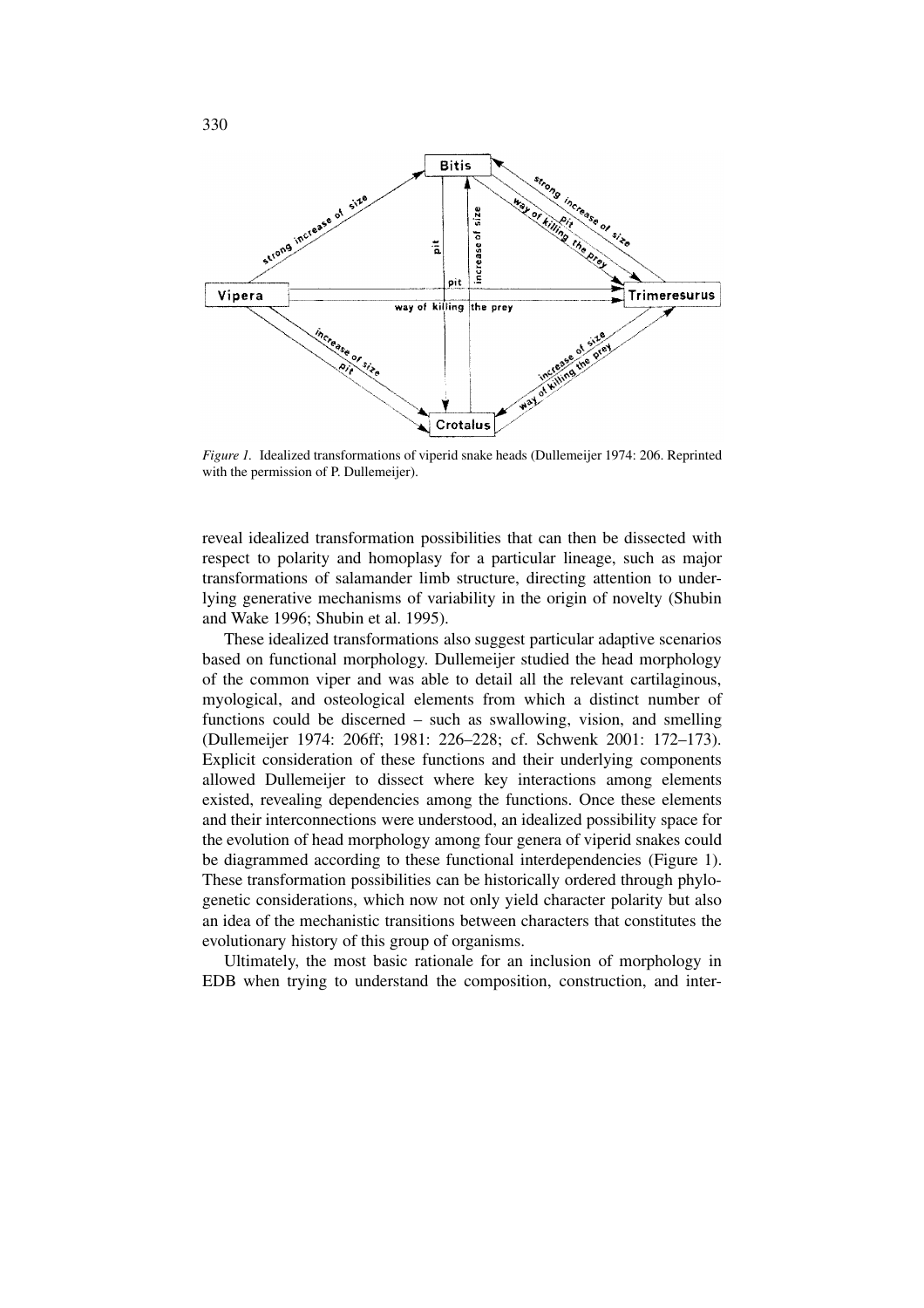*Figure 1.* Idealized transformations of viperid snake heads (Dullemeijer 1974: 206. Reprinted with the permission of P. Dullemeijer).

reveal idealized transformation possibilities that can then be dissected with respect to polarity and homoplasy for a particular lineage, such as major transformations of salamander limb structure, directing attention to underlying generative mechanisms of variability in the origin of novelty (Shubin and Wake 1996; Shubin et al. 1995).

These idealized transformations also suggest particular adaptive scenarios based on functional morphology. Dullemeijer studied the head morphology of the common viper and was able to detail all the relevant cartilaginous, myological, and osteological elements from which a distinct number of functions could be discerned – such as swallowing, vision, and smelling (Dullemeijer 1974: 206ff; 1981: 226–228; cf. Schwenk 2001: 172–173). Explicit consideration of these functions and their underlying components allowed Dullemeijer to dissect where key interactions among elements existed, revealing dependencies among the functions. Once these elements and their interconnections were understood, an idealized possibility space for the evolution of head morphology among four genera of viperid snakes could be diagrammed according to these functional interdependencies (Figure 1). These transformation possibilities can be historically ordered through phylogenetic considerations, which now not only yield character polarity but also an idea of the mechanistic transitions between characters that constitutes the evolutionary history of this group of organisms.

Ultimately, the most basic rationale for an inclusion of morphology in EDB when trying to understand the composition, construction, and inter-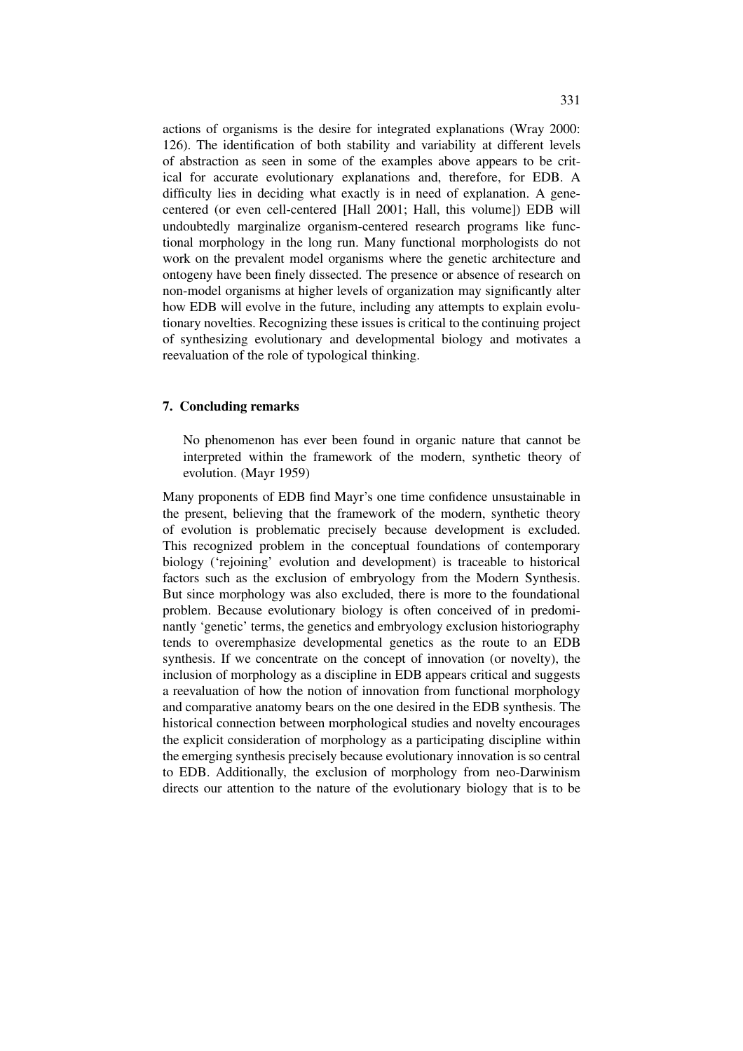actions of organisms is the desire for integrated explanations (Wray 2000: 126). The identification of both stability and variability at different levels of abstraction as seen in some of the examples above appears to be critical for accurate evolutionary explanations and, therefore, for EDB. A difficulty lies in deciding what exactly is in need of explanation. A gene-centered (or even cell-centered [Hall 2001; Hall, this volume]) EDB will undoubtedly marginalize organism-centered research programs like functional morphology in the long run. Many functional morphologists do not work on the prevalent model organisms where the genetic architecture and ontogeny have been finely dissected. The presence or absence of research on non-model organisms at higher levels of organization may significantly alter how EDB will evolve in the future, including any attempts to explain evolutionary novelties. Recognizing these issues is critical to the continuing project of synthesizing evolutionary and developmental biology and motivates a reevaluation of the role of typological thinking.

## 7. Concluding remarks

> No phenomenon has ever been found in organic nature that cannot be interpreted within the framework of the modern, synthetic theory of evolution. (Mayr 1959)

Many proponents of EDB find Mayr's one time confidence unsustainable in the present, believing that the framework of the modern, synthetic theory of evolution is problematic precisely because development is excluded. This recognized problem in the conceptual foundations of contemporary biology ('rejoining' evolution and development) is traceable to historical factors such as the exclusion of embryology from the Modern Synthesis. But since morphology was also excluded, there is more to the foundational problem. Because evolutionary biology is often conceived of in predominantly 'genetic' terms, the genetics and embryology exclusion historiography tends to overemphasize developmental genetics as the route to an EDB synthesis. If we concentrate on the concept of innovation (or novelty), the inclusion of morphology as a discipline in EDB appears critical and suggests a reevaluation of how the notion of innovation from functional morphology and comparative anatomy bears on the one desired in the EDB synthesis. The historical connection between morphological studies and novelty encourages the explicit consideration of morphology as a participating discipline within the emerging synthesis precisely because evolutionary innovation is so central to EDB. Additionally, the exclusion of morphology from neo-Darwinism directs our attention to the nature of the evolutionary biology that is to be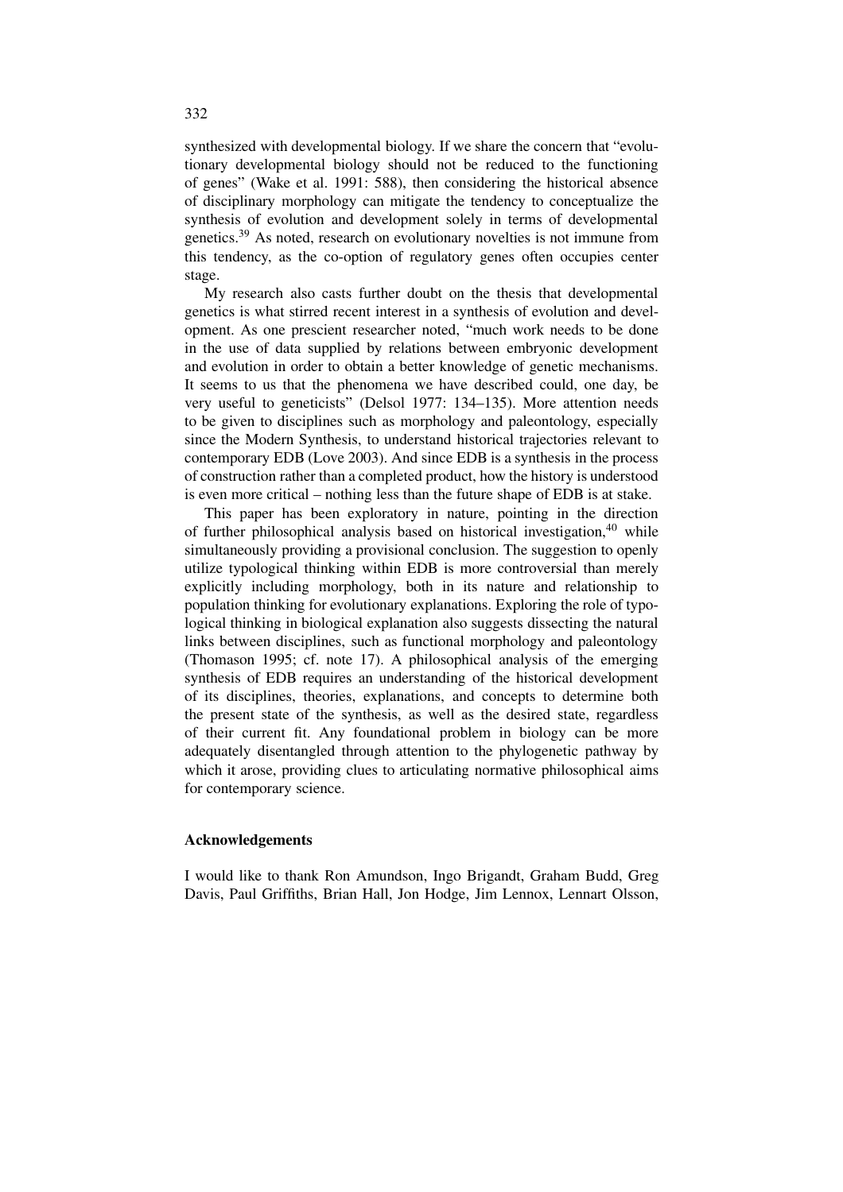synthesized with developmental biology. If we share the concern that "evolutionary developmental biology should not be reduced to the functioning of genes" (Wake et al. 1991: 588), then considering the historical absence of disciplinary morphology can mitigate the tendency to conceptualize the synthesis of evolution and development solely in terms of developmental genetics.[39] As noted, research on evolutionary novelties is not immune from this tendency, as the co-option of regulatory genes often occupies center stage.

My research also casts further doubt on the thesis that developmental genetics is what stirred recent interest in a synthesis of evolution and development. As one prescient researcher noted, "much work needs to be done in the use of data supplied by relations between embryonic development and evolution in order to obtain a better knowledge of genetic mechanisms. It seems to us that the phenomena we have described could, one day, be very useful to geneticists" (Delsol 1977: 134–135). More attention needs to be given to disciplines such as morphology and paleontology, especially since the Modern Synthesis, to understand historical trajectories relevant to contemporary EDB (Love 2003). And since EDB is a synthesis in the process of construction rather than a completed product, how the history is understood is even more critical – nothing less than the future shape of EDB is at stake.

This paper has been exploratory in nature, pointing in the direction of further philosophical analysis based on historical investigation,[40] while simultaneously providing a provisional conclusion. The suggestion to openly utilize typological thinking within EDB is more controversial than merely explicitly including morphology, both in its nature and relationship to population thinking for evolutionary explanations. Exploring the role of typological thinking in biological explanation also suggests dissecting the natural links between disciplines, such as functional morphology and paleontology (Thomason 1995; cf. note 17). A philosophical analysis of the emerging synthesis of EDB requires an understanding of the historical development of its disciplines, theories, explanations, and concepts to determine both the present state of the synthesis, as well as the desired state, regardless of their current fit. Any foundational problem in biology can be more adequately disentangled through attention to the phylogenetic pathway by which it arose, providing clues to articulating normative philosophical aims for contemporary science.

**Acknowledgements**

I would like to thank Ron Amundson, Ingo Brigandt, Graham Budd, Greg Davis, Paul Griffiths, Brian Hall, Jon Hodge, Jim Lennox, Lennart Olsson,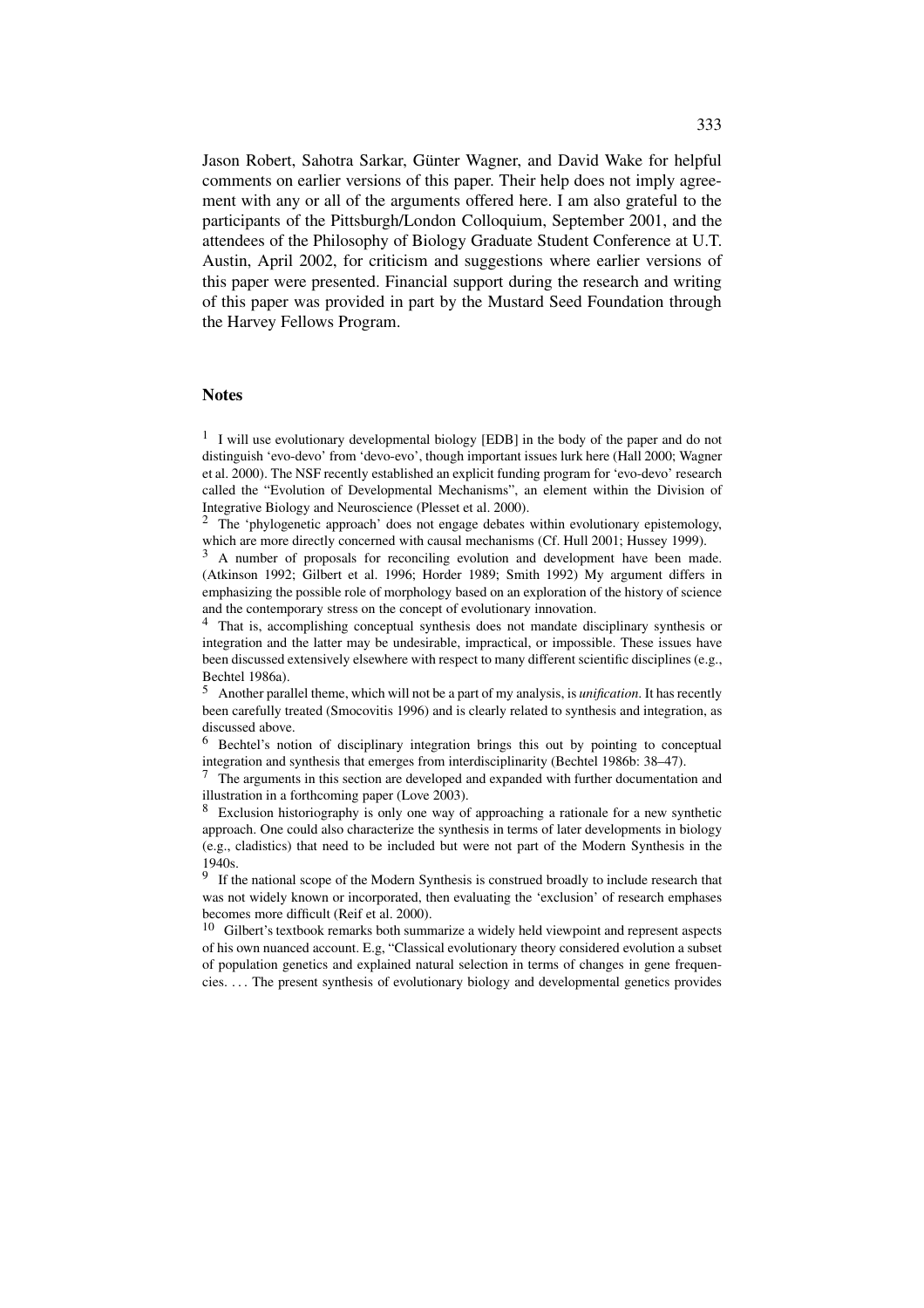Jason Robert, Sahotra Sarkar, Günter Wagner, and David Wake for helpful comments on earlier versions of this paper. Their help does not imply agreement with any or all of the arguments offered here. I am also grateful to the participants of the Pittsburgh/London Colloquium, September 2001, and the attendees of the Philosophy of Biology Graduate Student Conference at U.T. Austin, April 2002, for criticism and suggestions where earlier versions of this paper were presented. Financial support during the research and writing of this paper was provided in part by the Mustard Seed Foundation through the Harvey Fellows Program.

## Notes

[1] I will use evolutionary developmental biology [EDB] in the body of the paper and do not distinguish 'evo-devo' from 'devo-evo', though important issues lurk here (Hall 2000; Wagner et al. 2000). The NSF recently established an explicit funding program for 'evo-devo' research called the "Evolution of Developmental Mechanisms", an element within the Division of Integrative Biology and Neuroscience (Plesset et al. 2000).

[2] The 'phylogenetic approach' does not engage debates within evolutionary epistemology, which are more directly concerned with causal mechanisms (Cf. Hull 2001; Hussey 1999).

[3] A number of proposals for reconciling evolution and development have been made. (Atkinson 1992; Gilbert et al. 1996; Horder 1989; Smith 1992) My argument differs in emphasizing the possible role of morphology based on an exploration of the history of science and the contemporary stress on the concept of evolutionary innovation.

[4] That is, accomplishing conceptual synthesis does not mandate disciplinary synthesis or integration and the latter may be undesirable, impractical, or impossible. These issues have been discussed extensively elsewhere with respect to many different scientific disciplines (e.g., Bechtel 1986a).

[5] Another parallel theme, which will not be a part of my analysis, is *unification*. It has recently been carefully treated (Smocovitis 1996) and is clearly related to synthesis and integration, as discussed above.

[6] Bechtel's notion of disciplinary integration brings this out by pointing to conceptual integration and synthesis that emerges from interdisciplinarity (Bechtel 1986b: 38–47).

[7] The arguments in this section are developed and expanded with further documentation and illustration in a forthcoming paper (Love 2003).

[8] Exclusion historiography is only one way of approaching a rationale for a new synthetic approach. One could also characterize the synthesis in terms of later developments in biology (e.g., cladistics) that need to be included but were not part of the Modern Synthesis in the 1940s.

[9] If the national scope of the Modern Synthesis is construed broadly to include research that was not widely known or incorporated, then evaluating the 'exclusion' of research emphases becomes more difficult (Reif et al. 2000).

[10] Gilbert's textbook remarks both summarize a widely held viewpoint and represent aspects of his own nuanced account. E.g, "Classical evolutionary theory considered evolution a subset of population genetics and explained natural selection in terms of changes in gene frequencies. . . . The present synthesis of evolutionary biology and developmental genetics provides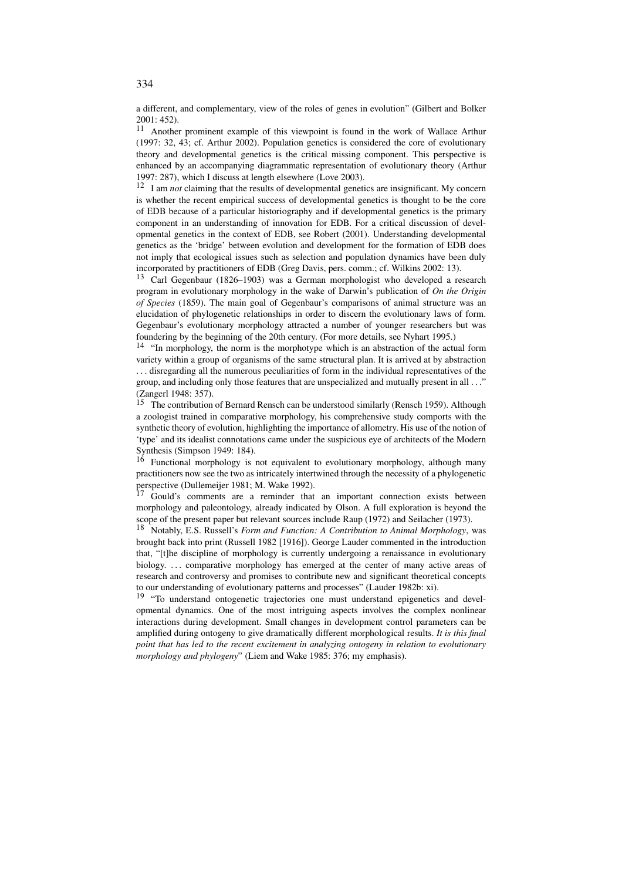a different, and complementary, view of the roles of genes in evolution" (Gilbert and Bolker 2001: 452).

[11] Another prominent example of this viewpoint is found in the work of Wallace Arthur (1997: 32, 43; cf. Arthur 2002). Population genetics is considered the core of evolutionary theory and developmental genetics is the critical missing component. This perspective is enhanced by an accompanying diagrammatic representation of evolutionary theory (Arthur 1997: 287), which I discuss at length elsewhere (Love 2003).

[12] I am *not* claiming that the results of developmental genetics are insignificant. My concern is whether the recent empirical success of developmental genetics is thought to be the core of EDB because of a particular historiography and if developmental genetics is the primary component in an understanding of innovation for EDB. For a critical discussion of developmental genetics in the context of EDB, see Robert (2001). Understanding developmental genetics as the 'bridge' between evolution and development for the formation of EDB does not imply that ecological issues such as selection and population dynamics have been duly incorporated by practitioners of EDB (Greg Davis, pers. comm.; cf. Wilkins 2002: 13).

[13] Carl Gegenbaur (1826–1903) was a German morphologist who developed a research program in evolutionary morphology in the wake of Darwin's publication of *On the Origin of Species* (1859). The main goal of Gegenbaur's comparisons of animal structure was an elucidation of phylogenetic relationships in order to discern the evolutionary laws of form. Gegenbaur's evolutionary morphology attracted a number of younger researchers but was foundering by the beginning of the 20th century. (For more details, see Nyhart 1995.)

[14] "In morphology, the norm is the morphotype which is an abstraction of the actual form variety within a group of organisms of the same structural plan. It is arrived at by abstraction . . . disregarding all the numerous peculiarities of form in the individual representatives of the group, and including only those features that are unspecialized and mutually present in all . . ." (Zangerl 1948: 357).

[15] The contribution of Bernard Rensch can be understood similarly (Rensch 1959). Although a zoologist trained in comparative morphology, his comprehensive study comports with the synthetic theory of evolution, highlighting the importance of allometry. His use of the notion of 'type' and its idealist connotations came under the suspicious eye of architects of the Modern Synthesis (Simpson 1949: 184).

[16] Functional morphology is not equivalent to evolutionary morphology, although many practitioners now see the two as intricately intertwined through the necessity of a phylogenetic perspective (Dullemeijer 1981; M. Wake 1992).

[17] Gould's comments are a reminder that an important connection exists between morphology and paleontology, already indicated by Olson. A full exploration is beyond the scope of the present paper but relevant sources include Raup (1972) and Seilacher (1973).

[18] Notably, E.S. Russell's *Form and Function: A Contribution to Animal Morphology*, was brought back into print (Russell 1982 [1916]). George Lauder commented in the introduction that, "[t]he discipline of morphology is currently undergoing a renaissance in evolutionary biology. . . . comparative morphology has emerged at the center of many active areas of research and controversy and promises to contribute new and significant theoretical concepts to our understanding of evolutionary patterns and processes" (Lauder 1982b: xi).

[19] "To understand ontogenetic trajectories one must understand epigenetics and developmental dynamics. One of the most intriguing aspects involves the complex nonlinear interactions during development. Small changes in development control parameters can be amplified during ontogeny to give dramatically different morphological results. *It is this final point that has led to the recent excitement in analyzing ontogeny in relation to evolutionary morphology and phylogeny*" (Liem and Wake 1985: 376; my emphasis).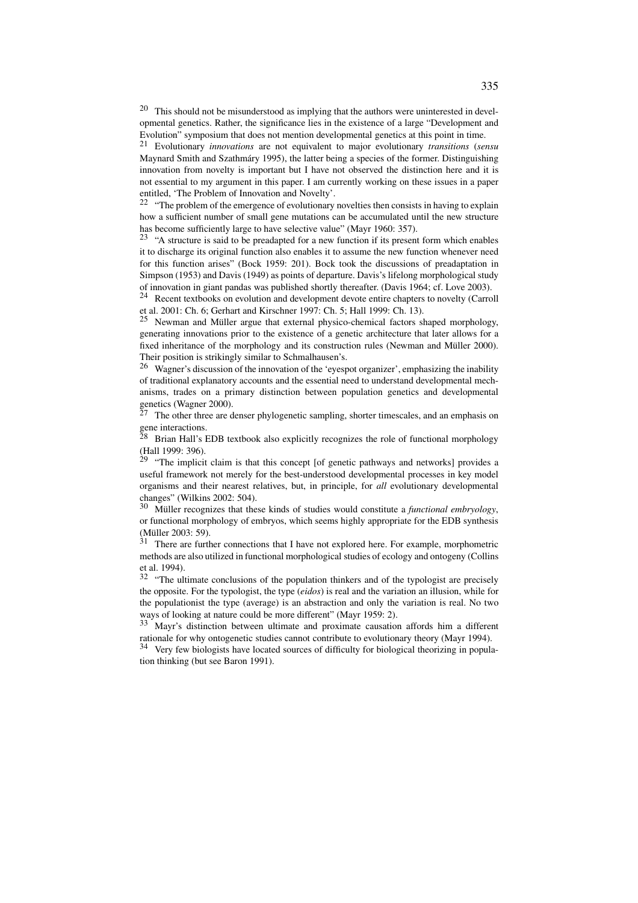[20] This should not be misunderstood as implying that the authors were uninterested in developmental genetics. Rather, the significance lies in the existence of a large "Development and Evolution" symposium that does not mention developmental genetics at this point in time.

[21] Evolutionary *innovations* are not equivalent to major evolutionary *transitions* (*sensu* Maynard Smith and Szathmáry 1995), the latter being a species of the former. Distinguishing innovation from novelty is important but I have not observed the distinction here and it is not essential to my argument in this paper. I am currently working on these issues in a paper entitled, 'The Problem of Innovation and Novelty'.

[22] "The problem of the emergence of evolutionary novelties then consists in having to explain how a sufficient number of small gene mutations can be accumulated until the new structure has become sufficiently large to have selective value" (Mayr 1960: 357).

[23] "A structure is said to be preadapted for a new function if its present form which enables it to discharge its original function also enables it to assume the new function whenever need for this function arises" (Bock 1959: 201). Bock took the discussions of preadaptation in Simpson (1953) and Davis (1949) as points of departure. Davis's lifelong morphological study of innovation in giant pandas was published shortly thereafter. (Davis 1964; cf. Love 2003).

[24] Recent textbooks on evolution and development devote entire chapters to novelty (Carroll et al. 2001: Ch. 6; Gerhart and Kirschner 1997: Ch. 5; Hall 1999: Ch. 13).

[25] Newman and Müller argue that external physico-chemical factors shaped morphology, generating innovations prior to the existence of a genetic architecture that later allows for a fixed inheritance of the morphology and its construction rules (Newman and Müller 2000). Their position is strikingly similar to Schmalhausen's.

[26] Wagner's discussion of the innovation of the 'eyespot organizer', emphasizing the inability of traditional explanatory accounts and the essential need to understand developmental mechanisms, trades on a primary distinction between population genetics and developmental genetics (Wagner 2000).

[27] The other three are denser phylogenetic sampling, shorter timescales, and an emphasis on gene interactions.

[28] Brian Hall's EDB textbook also explicitly recognizes the role of functional morphology (Hall 1999: 396).

[29] "The implicit claim is that this concept [of genetic pathways and networks] provides a useful framework not merely for the best-understood developmental processes in key model organisms and their nearest relatives, but, in principle, for *all* evolutionary developmental changes" (Wilkins 2002: 504).

[30] Müller recognizes that these kinds of studies would constitute a *functional embryology*, or functional morphology of embryos, which seems highly appropriate for the EDB synthesis (Müller 2003: 59).

[31] There are further connections that I have not explored here. For example, morphometric methods are also utilized in functional morphological studies of ecology and ontogeny (Collins et al. 1994).

[32] "The ultimate conclusions of the population thinkers and of the typologist are precisely the opposite. For the typologist, the type (*eidos*) is real and the variation an illusion, while for the populationist the type (average) is an abstraction and only the variation is real. No two ways of looking at nature could be more different" (Mayr 1959: 2).

[33] Mayr's distinction between ultimate and proximate causation affords him a different rationale for why ontogenetic studies cannot contribute to evolutionary theory (Mayr 1994).

[34] Very few biologists have located sources of difficulty for biological theorizing in population thinking (but see Baron 1991).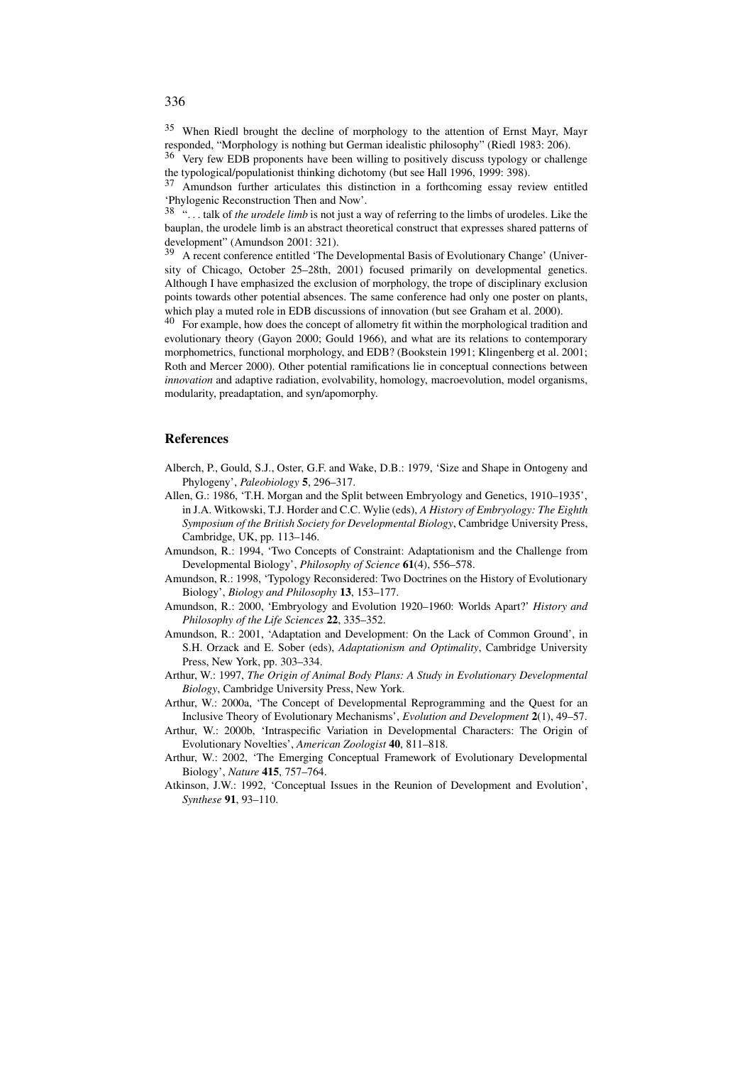[35] When Riedl brought the decline of morphology to the attention of Ernst Mayr, Mayr responded, "Morphology is nothing but German idealistic philosophy" (Riedl 1983: 206).

[36] Very few EDB proponents have been willing to positively discuss typology or challenge the typological/populationist thinking dichotomy (but see Hall 1996, 1999: 398).

[37] Amundson further articulates this distinction in a forthcoming essay review entitled 'Phylogenic Reconstruction Then and Now'.

[38] ". . . talk of *the urodele limb* is not just a way of referring to the limbs of urodeles. Like the bauplan, the urodele limb is an abstract theoretical construct that expresses shared patterns of development" (Amundson 2001: 321).

[39] A recent conference entitled 'The Developmental Basis of Evolutionary Change' (University of Chicago, October 25–28th, 2001) focused primarily on developmental genetics. Although I have emphasized the exclusion of morphology, the trope of disciplinary exclusion points towards other potential absences. The same conference had only one poster on plants, which play a muted role in EDB discussions of innovation (but see Graham et al. 2000).

[40] For example, how does the concept of allometry fit within the morphological tradition and evolutionary theory (Gayon 2000; Gould 1966), and what are its relations to contemporary morphometrics, functional morphology, and EDB? (Bookstein 1991; Klingenberg et al. 2001; Roth and Mercer 2000). Other potential ramifications lie in conceptual connections between *innovation* and adaptive radiation, evolvability, homology, macroevolution, model organisms, modularity, preadaptation, and syn/apomorphy.

## References

Alberch, P., Gould, S.J., Oster, G.F. and Wake, D.B.: 1979, 'Size and Shape in Ontogeny and Phylogeny', *Paleobiology* **5**, 296–317.

Allen, G.: 1986, 'T.H. Morgan and the Split between Embryology and Genetics, 1910–1935', in J.A. Witkowski, T.J. Horder and C.C. Wylie (eds), *A History of Embryology: The Eighth Symposium of the British Society for Developmental Biology*, Cambridge University Press, Cambridge, UK, pp. 113–146.

Amundson, R.: 1994, 'Two Concepts of Constraint: Adaptationism and the Challenge from Developmental Biology', *Philosophy of Science* **61**(4), 556–578.

Amundson, R.: 1998, 'Typology Reconsidered: Two Doctrines on the History of Evolutionary Biology', *Biology and Philosophy* **13**, 153–177.

Amundson, R.: 2000, 'Embryology and Evolution 1920–1960: Worlds Apart?' *History and Philosophy of the Life Sciences* **22**, 335–352.

Amundson, R.: 2001, 'Adaptation and Development: On the Lack of Common Ground', in S.H. Orzack and E. Sober (eds), *Adaptationism and Optimality*, Cambridge University Press, New York, pp. 303–334.

Arthur, W.: 1997, *The Origin of Animal Body Plans: A Study in Evolutionary Developmental Biology*, Cambridge University Press, New York.

Arthur, W.: 2000a, 'The Concept of Developmental Reprogramming and the Quest for an Inclusive Theory of Evolutionary Mechanisms', *Evolution and Development* **2**(1), 49–57.

Arthur, W.: 2000b, 'Intraspecific Variation in Developmental Characters: The Origin of Evolutionary Novelties', *American Zoologist* **40**, 811–818.

Arthur, W.: 2002, 'The Emerging Conceptual Framework of Evolutionary Developmental Biology', *Nature* **415**, 757–764.

Atkinson, J.W.: 1992, 'Conceptual Issues in the Reunion of Development and Evolution', *Synthese* **91**, 93–110.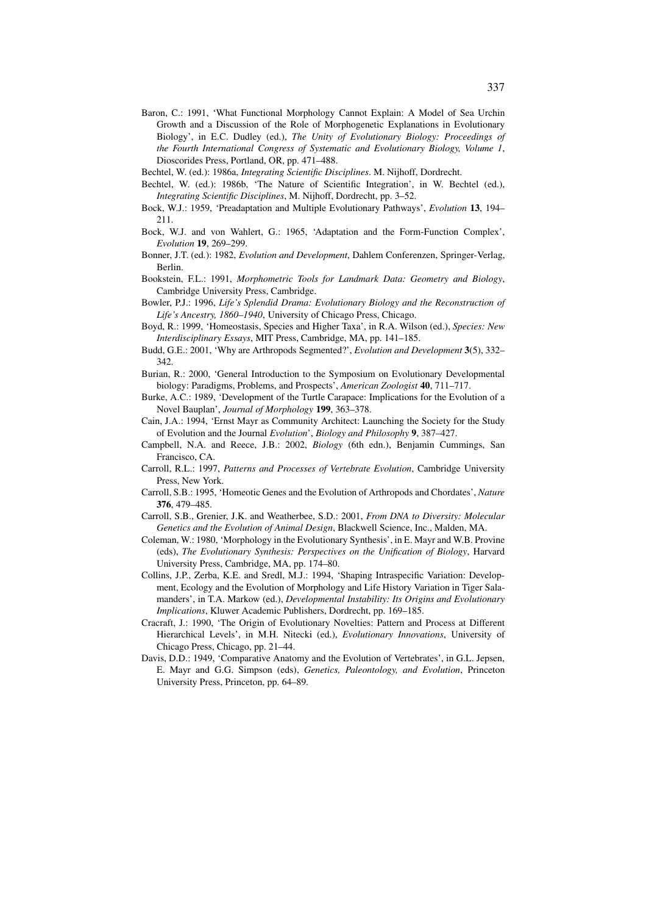Baron, C.: 1991, 'What Functional Morphology Cannot Explain: A Model of Sea Urchin Growth and a Discussion of the Role of Morphogenetic Explanations in Evolutionary Biology', in E.C. Dudley (ed.), *The Unity of Evolutionary Biology: Proceedings of the Fourth International Congress of Systematic and Evolutionary Biology, Volume 1*, Dioscorides Press, Portland, OR, pp. 471–488.

Bechtel, W. (ed.): 1986a, *Integrating Scientific Disciplines*. M. Nijhoff, Dordrecht.

Bechtel, W. (ed.): 1986b, 'The Nature of Scientific Integration', in W. Bechtel (ed.), *Integrating Scientific Disciplines*, M. Nijhoff, Dordrecht, pp. 3–52.

Bock, W.J.: 1959, 'Preadaptation and Multiple Evolutionary Pathways', *Evolution* **13**, 194–211.

Bock, W.J. and von Wahlert, G.: 1965, 'Adaptation and the Form-Function Complex', *Evolution* **19**, 269–299.

Bonner, J.T. (ed.): 1982, *Evolution and Development*, Dahlem Conferenzen, Springer-Verlag, Berlin.

Bookstein, F.L.: 1991, *Morphometric Tools for Landmark Data: Geometry and Biology*, Cambridge University Press, Cambridge.

Bowler, P.J.: 1996, *Life's Splendid Drama: Evolutionary Biology and the Reconstruction of Life's Ancestry, 1860–1940*, University of Chicago Press, Chicago.

Boyd, R.: 1999, 'Homeostasis, Species and Higher Taxa', in R.A. Wilson (ed.), *Species: New Interdisciplinary Essays*, MIT Press, Cambridge, MA, pp. 141–185.

Budd, G.E.: 2001, 'Why are Arthropods Segmented?', *Evolution and Development* **3**(5), 332–342.

Burian, R.: 2000, 'General Introduction to the Symposium on Evolutionary Developmental biology: Paradigms, Problems, and Prospects', *American Zoologist* **40**, 711–717.

Burke, A.C.: 1989, 'Development of the Turtle Carapace: Implications for the Evolution of a Novel Bauplan', *Journal of Morphology* **199**, 363–378.

Cain, J.A.: 1994, 'Ernst Mayr as Community Architect: Launching the Society for the Study of Evolution and the Journal *Evolution*', *Biology and Philosophy* **9**, 387–427.

Campbell, N.A. and Reece, J.B.: 2002, *Biology* (6th edn.), Benjamin Cummings, San Francisco, CA.

Carroll, R.L.: 1997, *Patterns and Processes of Vertebrate Evolution*, Cambridge University Press, New York.

Carroll, S.B.: 1995, 'Homeotic Genes and the Evolution of Arthropods and Chordates', *Nature* **376**, 479–485.

Carroll, S.B., Grenier, J.K. and Weatherbee, S.D.: 2001, *From DNA to Diversity: Molecular Genetics and the Evolution of Animal Design*, Blackwell Science, Inc., Malden, MA.

Coleman, W.: 1980, 'Morphology in the Evolutionary Synthesis', in E. Mayr and W.B. Provine (eds), *The Evolutionary Synthesis: Perspectives on the Unification of Biology*, Harvard University Press, Cambridge, MA, pp. 174–80.

Collins, J.P., Zerba, K.E. and Sredl, M.J.: 1994, 'Shaping Intraspecific Variation: Development, Ecology and the Evolution of Morphology and Life History Variation in Tiger Salamanders', in T.A. Markow (ed.), *Developmental Instability: Its Origins and Evolutionary Implications*, Kluwer Academic Publishers, Dordrecht, pp. 169–185.

Cracraft, J.: 1990, 'The Origin of Evolutionary Novelties: Pattern and Process at Different Hierarchical Levels', in M.H. Nitecki (ed.), *Evolutionary Innovations*, University of Chicago Press, Chicago, pp. 21–44.

Davis, D.D.: 1949, 'Comparative Anatomy and the Evolution of Vertebrates', in G.L. Jepsen, E. Mayr and G.G. Simpson (eds), *Genetics, Paleontology, and Evolution*, Princeton University Press, Princeton, pp. 64–89.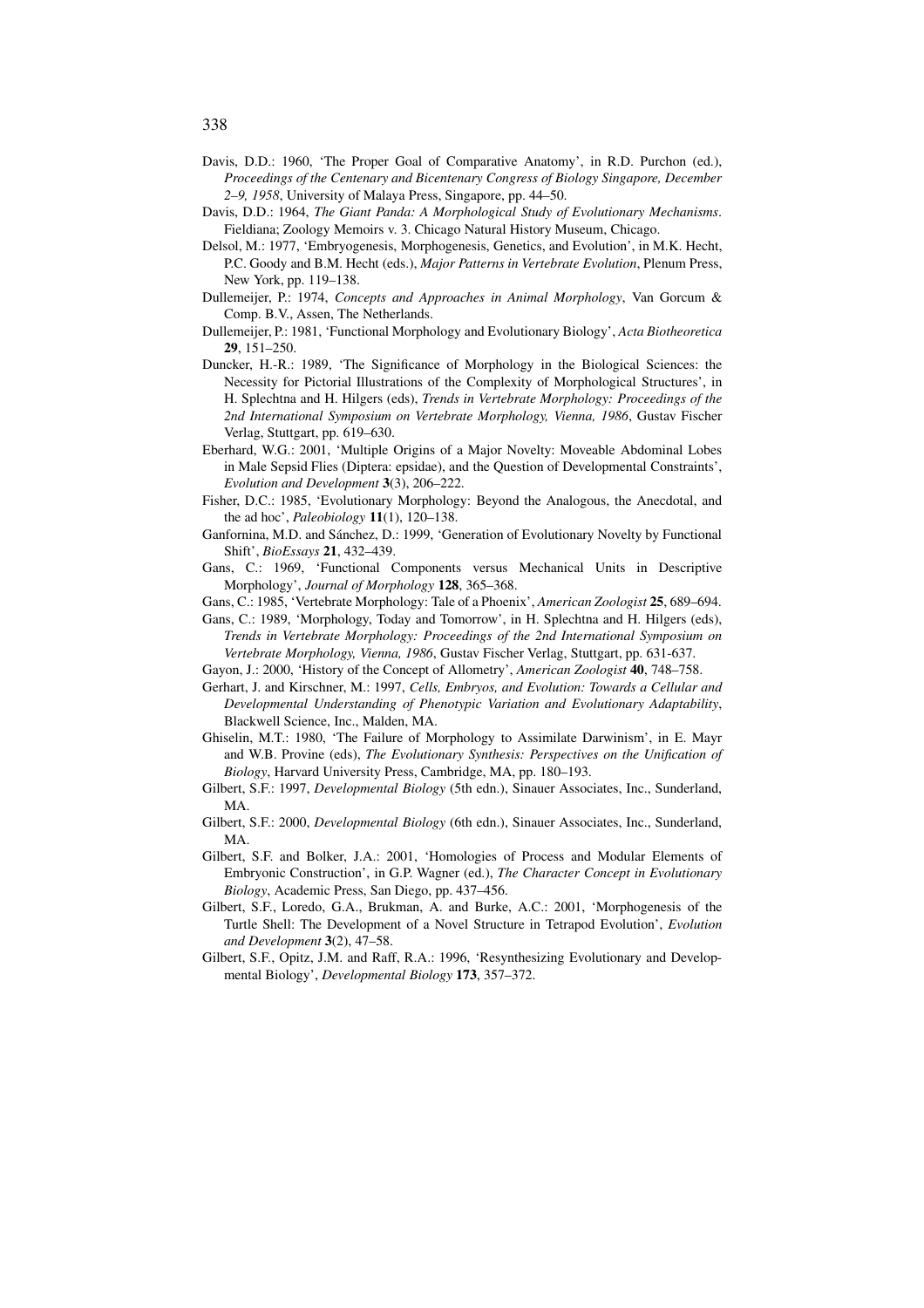Davis, D.D.: 1960, 'The Proper Goal of Comparative Anatomy', in R.D. Purchon (ed.), *Proceedings of the Centenary and Bicentenary Congress of Biology Singapore, December 2–9, 1958*, University of Malaya Press, Singapore, pp. 44–50.

Davis, D.D.: 1964, *The Giant Panda: A Morphological Study of Evolutionary Mechanisms*. Fieldiana; Zoology Memoirs v. 3. Chicago Natural History Museum, Chicago.

Delsol, M.: 1977, 'Embryogenesis, Morphogenesis, Genetics, and Evolution', in M.K. Hecht, P.C. Goody and B.M. Hecht (eds.), *Major Patterns in Vertebrate Evolution*, Plenum Press, New York, pp. 119–138.

Dullemeijer, P.: 1974, *Concepts and Approaches in Animal Morphology*, Van Gorcum & Comp. B.V., Assen, The Netherlands.

Dullemeijer, P.: 1981, 'Functional Morphology and Evolutionary Biology', *Acta Biotheoretica* **29**, 151–250.

Duncker, H.-R.: 1989, 'The Significance of Morphology in the Biological Sciences: the Necessity for Pictorial Illustrations of the Complexity of Morphological Structures', in H. Splechtna and H. Hilgers (eds), *Trends in Vertebrate Morphology: Proceedings of the 2nd International Symposium on Vertebrate Morphology, Vienna, 1986*, Gustav Fischer Verlag, Stuttgart, pp. 619–630.

Eberhard, W.G.: 2001, 'Multiple Origins of a Major Novelty: Moveable Abdominal Lobes in Male Sepsid Flies (Diptera: epsidae), and the Question of Developmental Constraints', *Evolution and Development* **3**(3), 206–222.

Fisher, D.C.: 1985, 'Evolutionary Morphology: Beyond the Analogous, the Anecdotal, and the ad hoc', *Paleobiology* **11**(1), 120–138.

Ganfornina, M.D. and Sánchez, D.: 1999, 'Generation of Evolutionary Novelty by Functional Shift', *BioEssays* **21**, 432–439.

Gans, C.: 1969, 'Functional Components versus Mechanical Units in Descriptive Morphology', *Journal of Morphology* **128**, 365–368.

Gans, C.: 1985, 'Vertebrate Morphology: Tale of a Phoenix', *American Zoologist* **25**, 689–694.

Gans, C.: 1989, 'Morphology, Today and Tomorrow', in H. Splechtna and H. Hilgers (eds), *Trends in Vertebrate Morphology: Proceedings of the 2nd International Symposium on Vertebrate Morphology, Vienna, 1986*, Gustav Fischer Verlag, Stuttgart, pp. 631-637.

Gayon, J.: 2000, 'History of the Concept of Allometry', *American Zoologist* **40**, 748–758.

Gerhart, J. and Kirschner, M.: 1997, *Cells, Embryos, and Evolution: Towards a Cellular and Developmental Understanding of Phenotypic Variation and Evolutionary Adaptability*, Blackwell Science, Inc., Malden, MA.

Ghiselin, M.T.: 1980, 'The Failure of Morphology to Assimilate Darwinism', in E. Mayr and W.B. Provine (eds), *The Evolutionary Synthesis: Perspectives on the Unification of Biology*, Harvard University Press, Cambridge, MA, pp. 180–193.

Gilbert, S.F.: 1997, *Developmental Biology* (5th edn.), Sinauer Associates, Inc., Sunderland, MA.

Gilbert, S.F.: 2000, *Developmental Biology* (6th edn.), Sinauer Associates, Inc., Sunderland, MA.

Gilbert, S.F. and Bolker, J.A.: 2001, 'Homologies of Process and Modular Elements of Embryonic Construction', in G.P. Wagner (ed.), *The Character Concept in Evolutionary Biology*, Academic Press, San Diego, pp. 437–456.

Gilbert, S.F., Loredo, G.A., Brukman, A. and Burke, A.C.: 2001, 'Morphogenesis of the Turtle Shell: The Development of a Novel Structure in Tetrapod Evolution', *Evolution and Development* **3**(2), 47–58.

Gilbert, S.F., Opitz, J.M. and Raff, R.A.: 1996, 'Resynthesizing Evolutionary and Developmental Biology', *Developmental Biology* **173**, 357–372.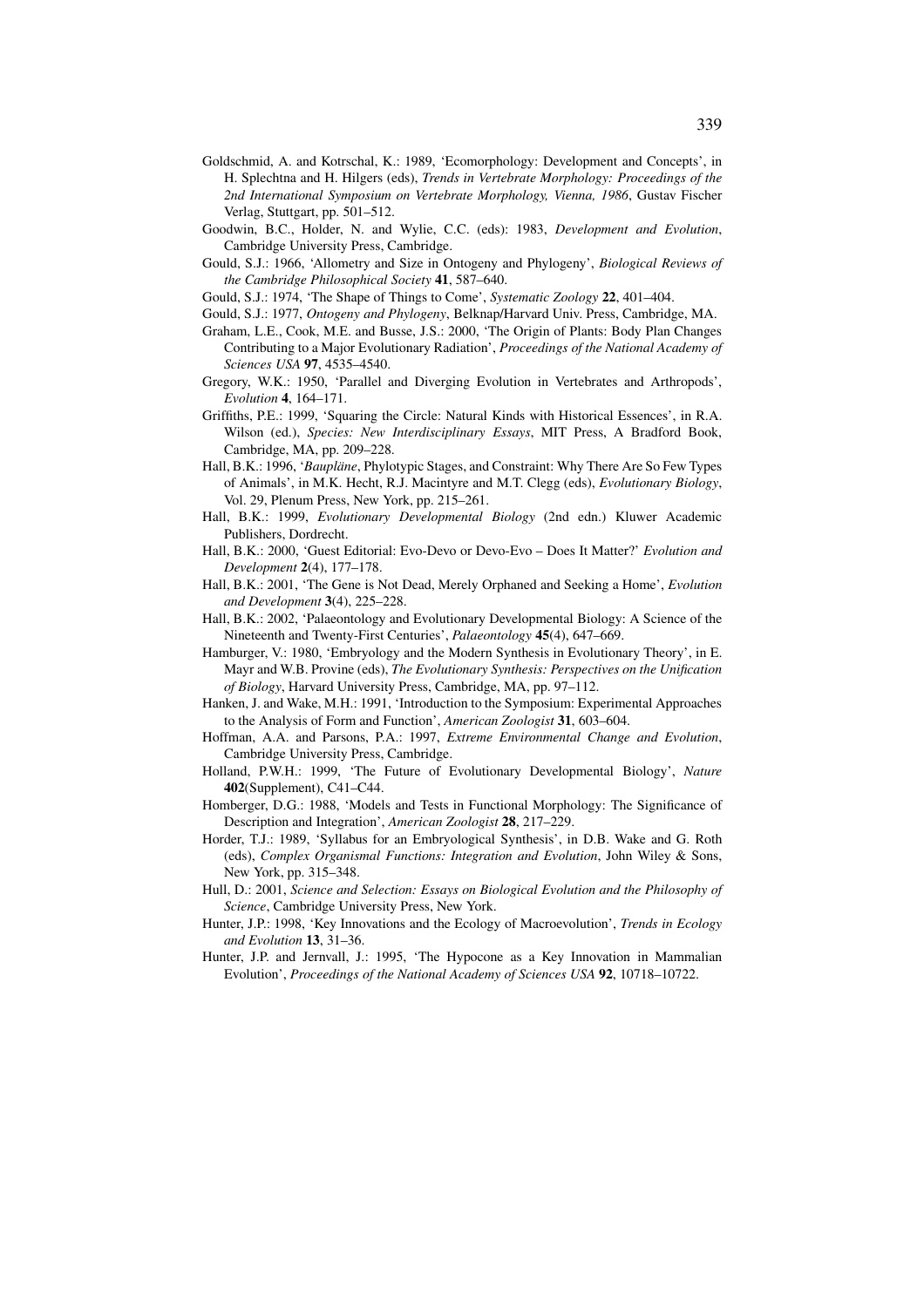Goldschmid, A. and Kotrschal, K.: 1989, 'Ecomorphology: Development and Concepts', in H. Splechtna and H. Hilgers (eds), *Trends in Vertebrate Morphology: Proceedings of the 2nd International Symposium on Vertebrate Morphology, Vienna, 1986*, Gustav Fischer Verlag, Stuttgart, pp. 501–512.

Goodwin, B.C., Holder, N. and Wylie, C.C. (eds): 1983, *Development and Evolution*, Cambridge University Press, Cambridge.

Gould, S.J.: 1966, 'Allometry and Size in Ontogeny and Phylogeny', *Biological Reviews of the Cambridge Philosophical Society* **41**, 587–640.

Gould, S.J.: 1974, 'The Shape of Things to Come', *Systematic Zoology* **22**, 401–404.

Gould, S.J.: 1977, *Ontogeny and Phylogeny*, Belknap/Harvard Univ. Press, Cambridge, MA.

Graham, L.E., Cook, M.E. and Busse, J.S.: 2000, 'The Origin of Plants: Body Plan Changes Contributing to a Major Evolutionary Radiation', *Proceedings of the National Academy of Sciences USA* **97**, 4535–4540.

Gregory, W.K.: 1950, 'Parallel and Diverging Evolution in Vertebrates and Arthropods', *Evolution* **4**, 164–171.

Griffiths, P.E.: 1999, 'Squaring the Circle: Natural Kinds with Historical Essences', in R.A. Wilson (ed.), *Species: New Interdisciplinary Essays*, MIT Press, A Bradford Book, Cambridge, MA, pp. 209–228.

Hall, B.K.: 1996, '*Baupläne*, Phylotypic Stages, and Constraint: Why There Are So Few Types of Animals', in M.K. Hecht, R.J. Macintyre and M.T. Clegg (eds), *Evolutionary Biology*, Vol. 29, Plenum Press, New York, pp. 215–261.

Hall, B.K.: 1999, *Evolutionary Developmental Biology* (2nd edn.) Kluwer Academic Publishers, Dordrecht.

Hall, B.K.: 2000, 'Guest Editorial: Evo-Devo or Devo-Evo – Does It Matter?' *Evolution and Development* **2**(4), 177–178.

Hall, B.K.: 2001, 'The Gene is Not Dead, Merely Orphaned and Seeking a Home', *Evolution and Development* **3**(4), 225–228.

Hall, B.K.: 2002, 'Palaeontology and Evolutionary Developmental Biology: A Science of the Nineteenth and Twenty-First Centuries', *Palaeontology* **45**(4), 647–669.

Hamburger, V.: 1980, 'Embryology and the Modern Synthesis in Evolutionary Theory', in E. Mayr and W.B. Provine (eds), *The Evolutionary Synthesis: Perspectives on the Unification of Biology*, Harvard University Press, Cambridge, MA, pp. 97–112.

Hanken, J. and Wake, M.H.: 1991, 'Introduction to the Symposium: Experimental Approaches to the Analysis of Form and Function', *American Zoologist* **31**, 603–604.

Hoffman, A.A. and Parsons, P.A.: 1997, *Extreme Environmental Change and Evolution*, Cambridge University Press, Cambridge.

Holland, P.W.H.: 1999, 'The Future of Evolutionary Developmental Biology', *Nature* **402**(Supplement), C41–C44.

Homberger, D.G.: 1988, 'Models and Tests in Functional Morphology: The Significance of Description and Integration', *American Zoologist* **28**, 217–229.

Horder, T.J.: 1989, 'Syllabus for an Embryological Synthesis', in D.B. Wake and G. Roth (eds), *Complex Organismal Functions: Integration and Evolution*, John Wiley & Sons, New York, pp. 315–348.

Hull, D.: 2001, *Science and Selection: Essays on Biological Evolution and the Philosophy of Science*, Cambridge University Press, New York.

Hunter, J.P.: 1998, 'Key Innovations and the Ecology of Macroevolution', *Trends in Ecology and Evolution* **13**, 31–36.

Hunter, J.P. and Jernvall, J.: 1995, 'The Hypocone as a Key Innovation in Mammalian Evolution', *Proceedings of the National Academy of Sciences USA* **92**, 10718–10722.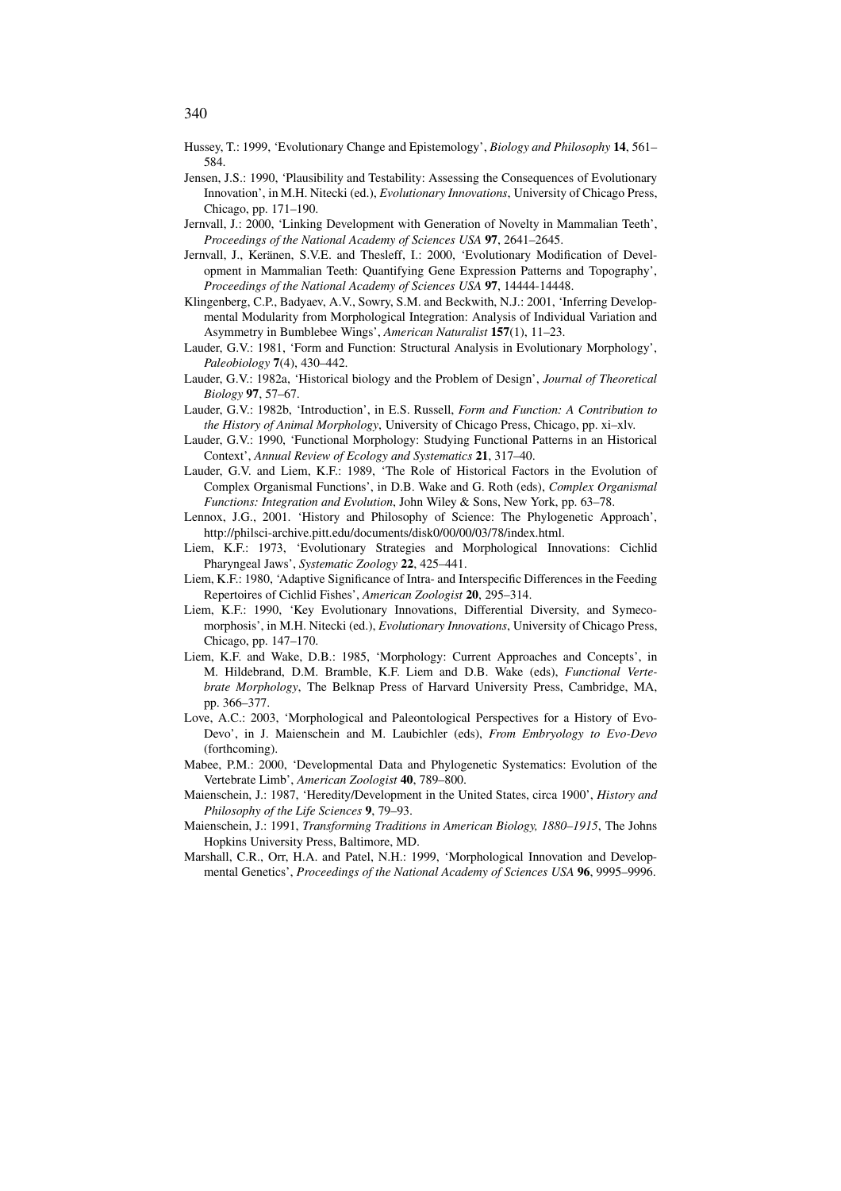Hussey, T.: 1999, 'Evolutionary Change and Epistemology', *Biology and Philosophy* **14**, 561–584.

Jensen, J.S.: 1990, 'Plausibility and Testability: Assessing the Consequences of Evolutionary Innovation', in M.H. Nitecki (ed.), *Evolutionary Innovations*, University of Chicago Press, Chicago, pp. 171–190.

Jernvall, J.: 2000, 'Linking Development with Generation of Novelty in Mammalian Teeth', *Proceedings of the National Academy of Sciences USA* **97**, 2641–2645.

Jernvall, J., Keränen, S.V.E. and Thesleff, I.: 2000, 'Evolutionary Modification of Development in Mammalian Teeth: Quantifying Gene Expression Patterns and Topography', *Proceedings of the National Academy of Sciences USA* **97**, 14444-14448.

Klingenberg, C.P., Badyaev, A.V., Sowry, S.M. and Beckwith, N.J.: 2001, 'Inferring Developmental Modularity from Morphological Integration: Analysis of Individual Variation and Asymmetry in Bumblebee Wings', *American Naturalist* **157**(1), 11–23.

Lauder, G.V.: 1981, 'Form and Function: Structural Analysis in Evolutionary Morphology', *Paleobiology* **7**(4), 430–442.

Lauder, G.V.: 1982a, 'Historical biology and the Problem of Design', *Journal of Theoretical Biology* **97**, 57–67.

Lauder, G.V.: 1982b, 'Introduction', in E.S. Russell, *Form and Function: A Contribution to the History of Animal Morphology*, University of Chicago Press, Chicago, pp. xi–xlv.

Lauder, G.V.: 1990, 'Functional Morphology: Studying Functional Patterns in an Historical Context', *Annual Review of Ecology and Systematics* **21**, 317–40.

Lauder, G.V. and Liem, K.F.: 1989, 'The Role of Historical Factors in the Evolution of Complex Organismal Functions', in D.B. Wake and G. Roth (eds), *Complex Organismal Functions: Integration and Evolution*, John Wiley & Sons, New York, pp. 63–78.

Lennox, J.G., 2001. 'History and Philosophy of Science: The Phylogenetic Approach', http://philsci-archive.pitt.edu/documents/disk0/00/00/03/78/index.html.

Liem, K.F.: 1973, 'Evolutionary Strategies and Morphological Innovations: Cichlid Pharyngeal Jaws', *Systematic Zoology* **22**, 425–441.

Liem, K.F.: 1980, 'Adaptive Significance of Intra- and Interspecific Differences in the Feeding Repertoires of Cichlid Fishes', *American Zoologist* **20**, 295–314.

Liem, K.F.: 1990, 'Key Evolutionary Innovations, Differential Diversity, and Symecomorphosis', in M.H. Nitecki (ed.), *Evolutionary Innovations*, University of Chicago Press, Chicago, pp. 147–170.

Liem, K.F. and Wake, D.B.: 1985, 'Morphology: Current Approaches and Concepts', in M. Hildebrand, D.M. Bramble, K.F. Liem and D.B. Wake (eds), *Functional Vertebrate Morphology*, The Belknap Press of Harvard University Press, Cambridge, MA, pp. 366–377.

Love, A.C.: 2003, 'Morphological and Paleontological Perspectives for a History of Evo-Devo', in J. Maienschein and M. Laubichler (eds), *From Embryology to Evo-Devo* (forthcoming).

Mabee, P.M.: 2000, 'Developmental Data and Phylogenetic Systematics: Evolution of the Vertebrate Limb', *American Zoologist* **40**, 789–800.

Maienschein, J.: 1987, 'Heredity/Development in the United States, circa 1900', *History and Philosophy of the Life Sciences* **9**, 79–93.

Maienschein, J.: 1991, *Transforming Traditions in American Biology, 1880–1915*, The Johns Hopkins University Press, Baltimore, MD.

Marshall, C.R., Orr, H.A. and Patel, N.H.: 1999, 'Morphological Innovation and Developmental Genetics', *Proceedings of the National Academy of Sciences USA* **96**, 9995–9996.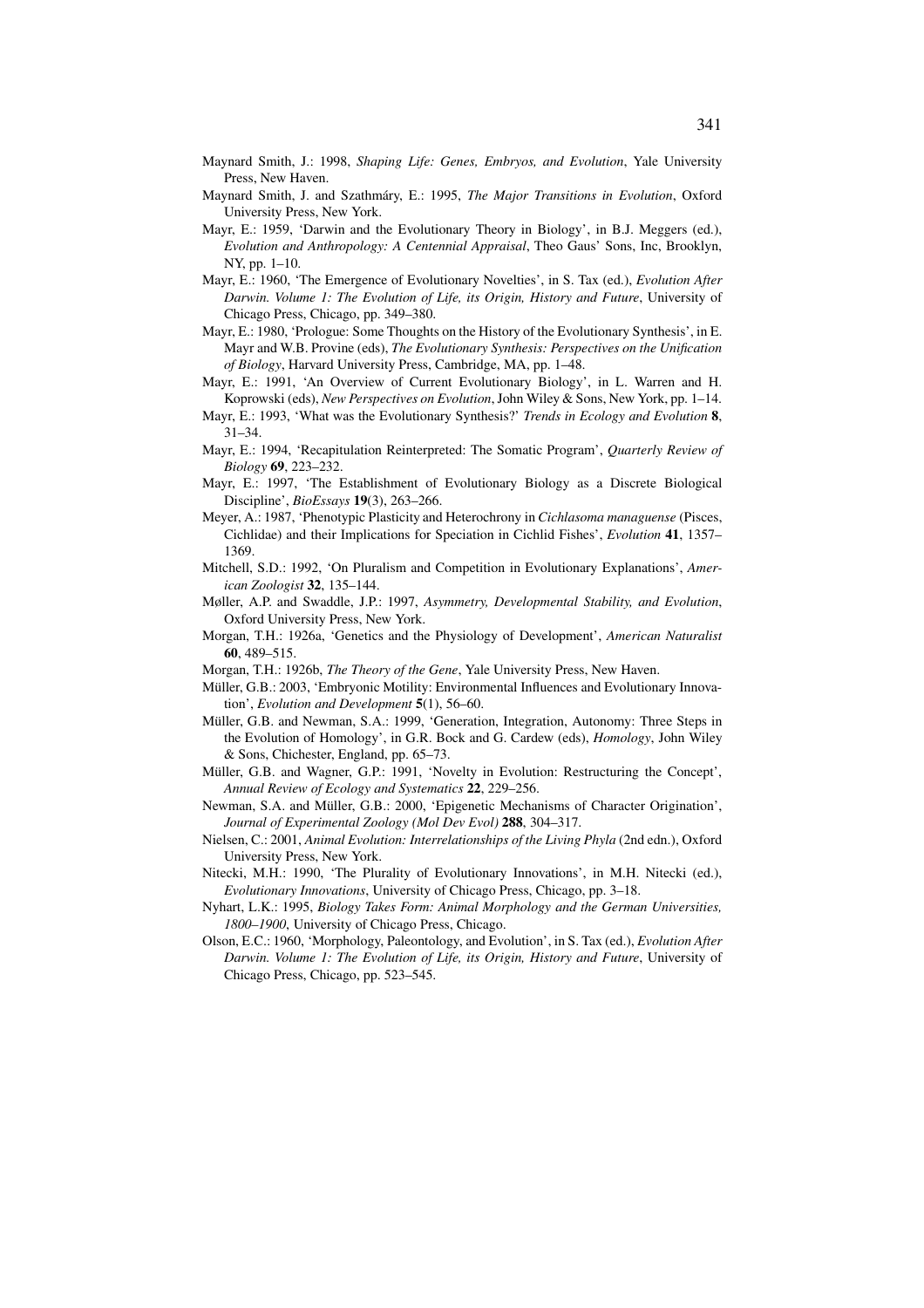Maynard Smith, J.: 1998, *Shaping Life: Genes, Embryos, and Evolution*, Yale University Press, New Haven.

Maynard Smith, J. and Szathmáry, E.: 1995, *The Major Transitions in Evolution*, Oxford University Press, New York.

Mayr, E.: 1959, 'Darwin and the Evolutionary Theory in Biology', in B.J. Meggers (ed.), *Evolution and Anthropology: A Centennial Appraisal*, Theo Gaus' Sons, Inc, Brooklyn, NY, pp. 1–10.

Mayr, E.: 1960, 'The Emergence of Evolutionary Novelties', in S. Tax (ed.), *Evolution After Darwin. Volume 1: The Evolution of Life, its Origin, History and Future*, University of Chicago Press, Chicago, pp. 349–380.

Mayr, E.: 1980, 'Prologue: Some Thoughts on the History of the Evolutionary Synthesis', in E. Mayr and W.B. Provine (eds), *The Evolutionary Synthesis: Perspectives on the Unification of Biology*, Harvard University Press, Cambridge, MA, pp. 1–48.

Mayr, E.: 1991, 'An Overview of Current Evolutionary Biology', in L. Warren and H. Koprowski (eds), *New Perspectives on Evolution*, John Wiley & Sons, New York, pp. 1–14.

Mayr, E.: 1993, 'What was the Evolutionary Synthesis?' *Trends in Ecology and Evolution* **8**, 31–34.

Mayr, E.: 1994, 'Recapitulation Reinterpreted: The Somatic Program', *Quarterly Review of Biology* **69**, 223–232.

Mayr, E.: 1997, 'The Establishment of Evolutionary Biology as a Discrete Biological Discipline', *BioEssays* **19**(3), 263–266.

Meyer, A.: 1987, 'Phenotypic Plasticity and Heterochrony in *Cichlasoma managuense* (Pisces, Cichlidae) and their Implications for Speciation in Cichlid Fishes', *Evolution* **41**, 1357–1369.

Mitchell, S.D.: 1992, 'On Pluralism and Competition in Evolutionary Explanations', *American Zoologist* **32**, 135–144.

Møller, A.P. and Swaddle, J.P.: 1997, *Asymmetry, Developmental Stability, and Evolution*, Oxford University Press, New York.

Morgan, T.H.: 1926a, 'Genetics and the Physiology of Development', *American Naturalist* **60**, 489–515.

Morgan, T.H.: 1926b, *The Theory of the Gene*, Yale University Press, New Haven.

Müller, G.B.: 2003, 'Embryonic Motility: Environmental Influences and Evolutionary Innovation', *Evolution and Development* **5**(1), 56–60.

Müller, G.B. and Newman, S.A.: 1999, 'Generation, Integration, Autonomy: Three Steps in the Evolution of Homology', in G.R. Bock and G. Cardew (eds), *Homology*, John Wiley & Sons, Chichester, England, pp. 65–73.

Müller, G.B. and Wagner, G.P.: 1991, 'Novelty in Evolution: Restructuring the Concept', *Annual Review of Ecology and Systematics* **22**, 229–256.

Newman, S.A. and Müller, G.B.: 2000, 'Epigenetic Mechanisms of Character Origination', *Journal of Experimental Zoology (Mol Dev Evol)* **288**, 304–317.

Nielsen, C.: 2001, *Animal Evolution: Interrelationships of the Living Phyla* (2nd edn.), Oxford University Press, New York.

Nitecki, M.H.: 1990, 'The Plurality of Evolutionary Innovations', in M.H. Nitecki (ed.), *Evolutionary Innovations*, University of Chicago Press, Chicago, pp. 3–18.

Nyhart, L.K.: 1995, *Biology Takes Form: Animal Morphology and the German Universities, 1800–1900*, University of Chicago Press, Chicago.

Olson, E.C.: 1960, 'Morphology, Paleontology, and Evolution', in S. Tax (ed.), *Evolution After Darwin. Volume 1: The Evolution of Life, its Origin, History and Future*, University of Chicago Press, Chicago, pp. 523–545.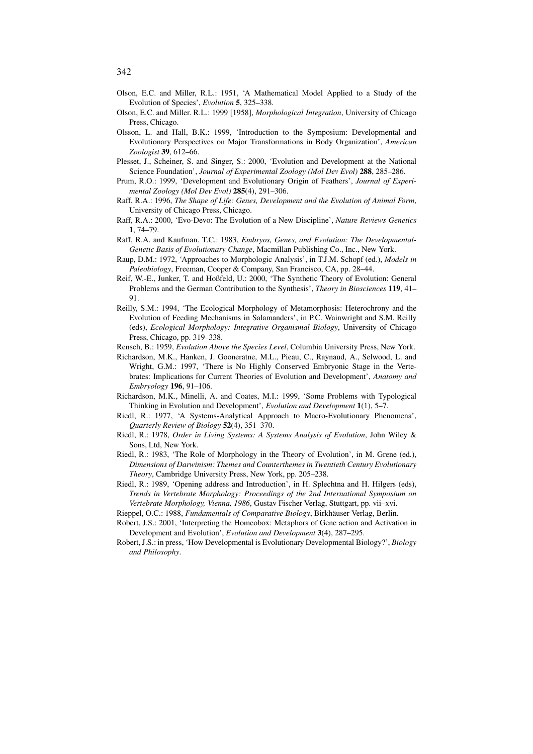Olson, E.C. and Miller, R.L.: 1951, 'A Mathematical Model Applied to a Study of the Evolution of Species', *Evolution* **5**, 325–338.

Olson, E.C. and Miller. R.L.: 1999 [1958], *Morphological Integration*, University of Chicago Press, Chicago.

Olsson, L. and Hall, B.K.: 1999, 'Introduction to the Symposium: Developmental and Evolutionary Perspectives on Major Transformations in Body Organization', *American Zoologist* **39**, 612–66.

Plesset, J., Scheiner, S. and Singer, S.: 2000, 'Evolution and Development at the National Science Foundation', *Journal of Experimental Zoology (Mol Dev Evol)* **288**, 285–286.

Prum, R.O.: 1999, 'Development and Evolutionary Origin of Feathers', *Journal of Experimental Zoology (Mol Dev Evol)* **285**(4), 291–306.

Raff, R.A.: 1996, *The Shape of Life: Genes, Development and the Evolution of Animal Form*, University of Chicago Press, Chicago.

Raff, R.A.: 2000, 'Evo-Devo: The Evolution of a New Discipline', *Nature Reviews Genetics* **1**, 74–79.

Raff, R.A. and Kaufman. T.C.: 1983, *Embryos, Genes, and Evolution: The Developmental-Genetic Basis of Evolutionary Change*, Macmillan Publishing Co., Inc., New York.

Raup, D.M.: 1972, 'Approaches to Morphologic Analysis', in T.J.M. Schopf (ed.), *Models in Paleobiology*, Freeman, Cooper & Company, San Francisco, CA, pp. 28–44.

Reif, W.-E., Junker, T. and Hoßfeld, U.: 2000, 'The Synthetic Theory of Evolution: General Problems and the German Contribution to the Synthesis', *Theory in Biosciences* **119**, 41–91.

Reilly, S.M.: 1994, 'The Ecological Morphology of Metamorphosis: Heterochrony and the Evolution of Feeding Mechanisms in Salamanders', in P.C. Wainwright and S.M. Reilly (eds), *Ecological Morphology: Integrative Organismal Biology*, University of Chicago Press, Chicago, pp. 319–338.

Rensch, B.: 1959, *Evolution Above the Species Level*, Columbia University Press, New York.

Richardson, M.K., Hanken, J. Gooneratne, M.L., Pieau, C., Raynaud, A., Selwood, L. and Wright, G.M.: 1997, 'There is No Highly Conserved Embryonic Stage in the Vertebrates: Implications for Current Theories of Evolution and Development', *Anatomy and Embryology* **196**, 91–106.

Richardson, M.K., Minelli, A. and Coates, M.I.: 1999, 'Some Problems with Typological Thinking in Evolution and Development', *Evolution and Development* **1**(1), 5–7.

Riedl, R.: 1977, 'A Systems-Analytical Approach to Macro-Evolutionary Phenomena', *Quarterly Review of Biology* **52**(4), 351–370.

Riedl, R.: 1978, *Order in Living Systems: A Systems Analysis of Evolution*, John Wiley & Sons, Ltd, New York.

Riedl, R.: 1983, 'The Role of Morphology in the Theory of Evolution', in M. Grene (ed.), *Dimensions of Darwinism: Themes and Counterthemes in Twentieth Century Evolutionary Theory*, Cambridge University Press, New York, pp. 205–238.

Riedl, R.: 1989, 'Opening address and Introduction', in H. Splechtna and H. Hilgers (eds), *Trends in Vertebrate Morphology: Proceedings of the 2nd International Symposium on Vertebrate Morphology, Vienna, 1986*, Gustav Fischer Verlag, Stuttgart, pp. vii–xvi.

Rieppel, O.C.: 1988, *Fundamentals of Comparative Biology*, Birkhäuser Verlag, Berlin.

Robert, J.S.: 2001, 'Interpreting the Homeobox: Metaphors of Gene action and Activation in Development and Evolution', *Evolution and Development* **3**(4), 287–295.

Robert, J.S.: in press, 'How Developmental is Evolutionary Developmental Biology?', *Biology and Philosophy*.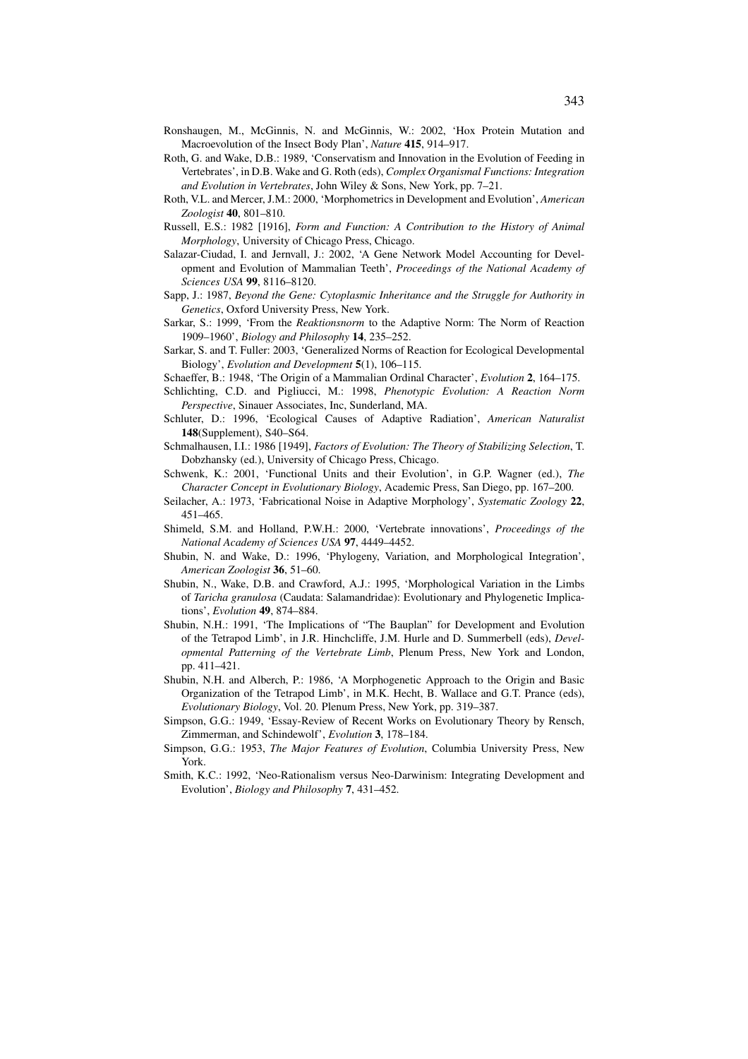Ronshaugen, M., McGinnis, N. and McGinnis, W.: 2002, 'Hox Protein Mutation and Macroevolution of the Insect Body Plan', *Nature* **415**, 914–917.

Roth, G. and Wake, D.B.: 1989, 'Conservatism and Innovation in the Evolution of Feeding in Vertebrates', in D.B. Wake and G. Roth (eds), *Complex Organismal Functions: Integration and Evolution in Vertebrates*, John Wiley & Sons, New York, pp. 7–21.

Roth, V.L. and Mercer, J.M.: 2000, 'Morphometrics in Development and Evolution', *American Zoologist* **40**, 801–810.

Russell, E.S.: 1982 [1916], *Form and Function: A Contribution to the History of Animal Morphology*, University of Chicago Press, Chicago.

Salazar-Ciudad, I. and Jernvall, J.: 2002, 'A Gene Network Model Accounting for Development and Evolution of Mammalian Teeth', *Proceedings of the National Academy of Sciences USA* **99**, 8116–8120.

Sapp, J.: 1987, *Beyond the Gene: Cytoplasmic Inheritance and the Struggle for Authority in Genetics*, Oxford University Press, New York.

Sarkar, S.: 1999, 'From the *Reaktionsnorm* to the Adaptive Norm: The Norm of Reaction 1909–1960', *Biology and Philosophy* **14**, 235–252.

Sarkar, S. and T. Fuller: 2003, 'Generalized Norms of Reaction for Ecological Developmental Biology', *Evolution and Development* **5**(1), 106–115.

Schaeffer, B.: 1948, 'The Origin of a Mammalian Ordinal Character', *Evolution* **2**, 164–175.

Schlichting, C.D. and Pigliucci, M.: 1998, *Phenotypic Evolution: A Reaction Norm Perspective*, Sinauer Associates, Inc, Sunderland, MA.

Schluter, D.: 1996, 'Ecological Causes of Adaptive Radiation', *American Naturalist* **148**(Supplement), S40–S64.

Schmalhausen, I.I.: 1986 [1949], *Factors of Evolution: The Theory of Stabilizing Selection*, T. Dobzhansky (ed.), University of Chicago Press, Chicago.

Schwenk, K.: 2001, 'Functional Units and their Evolution', in G.P. Wagner (ed.), *The Character Concept in Evolutionary Biology*, Academic Press, San Diego, pp. 167–200.

Seilacher, A.: 1973, 'Fabricational Noise in Adaptive Morphology', *Systematic Zoology* **22**, 451–465.

Shimeld, S.M. and Holland, P.W.H.: 2000, 'Vertebrate innovations', *Proceedings of the National Academy of Sciences USA* **97**, 4449–4452.

Shubin, N. and Wake, D.: 1996, 'Phylogeny, Variation, and Morphological Integration', *American Zoologist* **36**, 51–60.

Shubin, N., Wake, D.B. and Crawford, A.J.: 1995, 'Morphological Variation in the Limbs of *Taricha granulosa* (Caudata: Salamandridae): Evolutionary and Phylogenetic Implications', *Evolution* **49**, 874–884.

Shubin, N.H.: 1991, 'The Implications of "The Bauplan" for Development and Evolution of the Tetrapod Limb', in J.R. Hinchcliffe, J.M. Hurle and D. Summerbell (eds), *Developmental Patterning of the Vertebrate Limb*, Plenum Press, New York and London, pp. 411–421.

Shubin, N.H. and Alberch, P.: 1986, 'A Morphogenetic Approach to the Origin and Basic Organization of the Tetrapod Limb', in M.K. Hecht, B. Wallace and G.T. Prance (eds), *Evolutionary Biology*, Vol. 20. Plenum Press, New York, pp. 319–387.

Simpson, G.G.: 1949, 'Essay-Review of Recent Works on Evolutionary Theory by Rensch, Zimmerman, and Schindewolf', *Evolution* **3**, 178–184.

Simpson, G.G.: 1953, *The Major Features of Evolution*, Columbia University Press, New York.

Smith, K.C.: 1992, 'Neo-Rationalism versus Neo-Darwinism: Integrating Development and Evolution', *Biology and Philosophy* **7**, 431–452.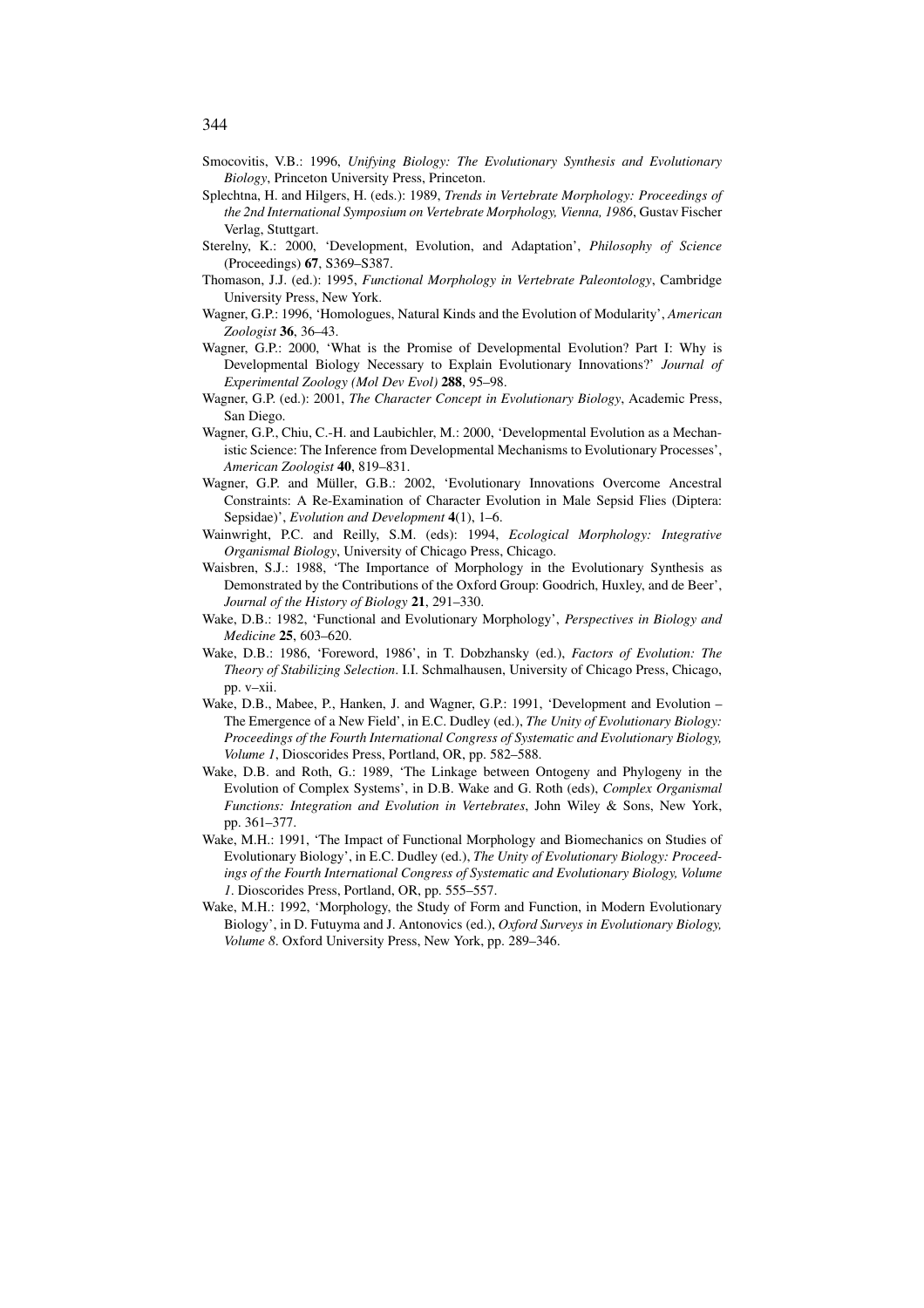Smocovitis, V.B.: 1996, *Unifying Biology: The Evolutionary Synthesis and Evolutionary Biology*, Princeton University Press, Princeton.

Splechtna, H. and Hilgers, H. (eds.): 1989, *Trends in Vertebrate Morphology: Proceedings of the 2nd International Symposium on Vertebrate Morphology, Vienna, 1986*, Gustav Fischer Verlag, Stuttgart.

Sterelny, K.: 2000, 'Development, Evolution, and Adaptation', *Philosophy of Science* (Proceedings) **67**, S369–S387.

Thomason, J.J. (ed.): 1995, *Functional Morphology in Vertebrate Paleontology*, Cambridge University Press, New York.

Wagner, G.P.: 1996, 'Homologues, Natural Kinds and the Evolution of Modularity', *American Zoologist* **36**, 36–43.

Wagner, G.P.: 2000, 'What is the Promise of Developmental Evolution? Part I: Why is Developmental Biology Necessary to Explain Evolutionary Innovations?' *Journal of Experimental Zoology (Mol Dev Evol)* **288**, 95–98.

Wagner, G.P. (ed.): 2001, *The Character Concept in Evolutionary Biology*, Academic Press, San Diego.

Wagner, G.P., Chiu, C.-H. and Laubichler, M.: 2000, 'Developmental Evolution as a Mechanistic Science: The Inference from Developmental Mechanisms to Evolutionary Processes', *American Zoologist* **40**, 819–831.

Wagner, G.P. and Müller, G.B.: 2002, 'Evolutionary Innovations Overcome Ancestral Constraints: A Re-Examination of Character Evolution in Male Sepsid Flies (Diptera: Sepsidae)', *Evolution and Development* **4**(1), 1–6.

Wainwright, P.C. and Reilly, S.M. (eds): 1994, *Ecological Morphology: Integrative Organismal Biology*, University of Chicago Press, Chicago.

Waisbren, S.J.: 1988, 'The Importance of Morphology in the Evolutionary Synthesis as Demonstrated by the Contributions of the Oxford Group: Goodrich, Huxley, and de Beer', *Journal of the History of Biology* **21**, 291–330.

Wake, D.B.: 1982, 'Functional and Evolutionary Morphology', *Perspectives in Biology and Medicine* **25**, 603–620.

Wake, D.B.: 1986, 'Foreword, 1986', in T. Dobzhansky (ed.), *Factors of Evolution: The Theory of Stabilizing Selection*. I.I. Schmalhausen, University of Chicago Press, Chicago, pp. v–xii.

Wake, D.B., Mabee, P., Hanken, J. and Wagner, G.P.: 1991, 'Development and Evolution – The Emergence of a New Field', in E.C. Dudley (ed.), *The Unity of Evolutionary Biology: Proceedings of the Fourth International Congress of Systematic and Evolutionary Biology, Volume 1*, Dioscorides Press, Portland, OR, pp. 582–588.

Wake, D.B. and Roth, G.: 1989, 'The Linkage between Ontogeny and Phylogeny in the Evolution of Complex Systems', in D.B. Wake and G. Roth (eds), *Complex Organismal Functions: Integration and Evolution in Vertebrates*, John Wiley & Sons, New York, pp. 361–377.

Wake, M.H.: 1991, 'The Impact of Functional Morphology and Biomechanics on Studies of Evolutionary Biology', in E.C. Dudley (ed.), *The Unity of Evolutionary Biology: Proceedings of the Fourth International Congress of Systematic and Evolutionary Biology, Volume 1*. Dioscorides Press, Portland, OR, pp. 555–557.

Wake, M.H.: 1992, 'Morphology, the Study of Form and Function, in Modern Evolutionary Biology', in D. Futuyma and J. Antonovics (ed.), *Oxford Surveys in Evolutionary Biology, Volume 8*. Oxford University Press, New York, pp. 289–346.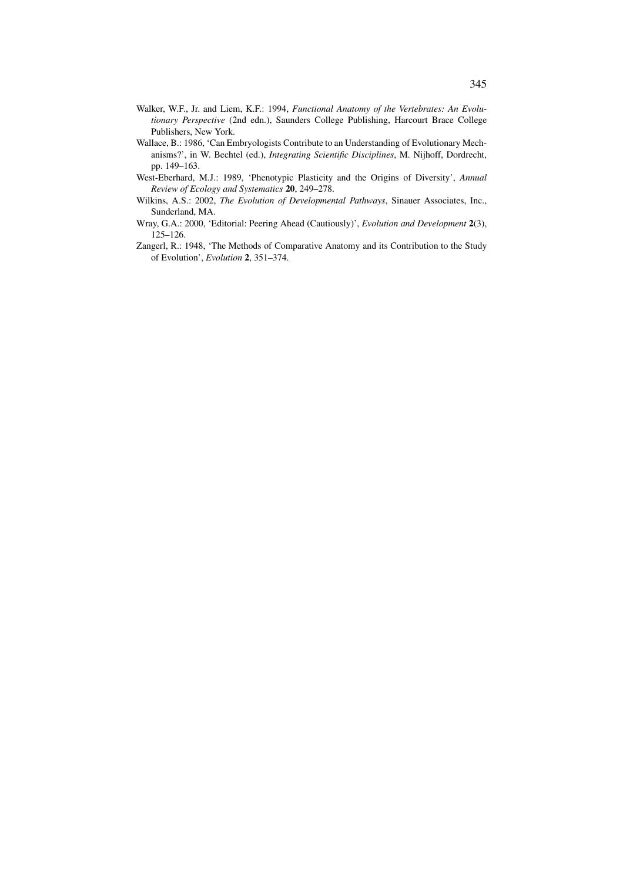Walker, W.F., Jr. and Liem, K.F.: 1994, *Functional Anatomy of the Vertebrates: An Evolutionary Perspective* (2nd edn.), Saunders College Publishing, Harcourt Brace College Publishers, New York.

Wallace, B.: 1986, 'Can Embryologists Contribute to an Understanding of Evolutionary Mechanisms?', in W. Bechtel (ed.), *Integrating Scientific Disciplines*, M. Nijhoff, Dordrecht, pp. 149–163.

West-Eberhard, M.J.: 1989, 'Phenotypic Plasticity and the Origins of Diversity', *Annual Review of Ecology and Systematics* **20**, 249–278.

Wilkins, A.S.: 2002, *The Evolution of Developmental Pathways*, Sinauer Associates, Inc., Sunderland, MA.

Wray, G.A.: 2000, 'Editorial: Peering Ahead (Cautiously)', *Evolution and Development* **2**(3), 125–126.

Zangerl, R.: 1948, 'The Methods of Comparative Anatomy and its Contribution to the Study of Evolution', *Evolution* **2**, 351–374.